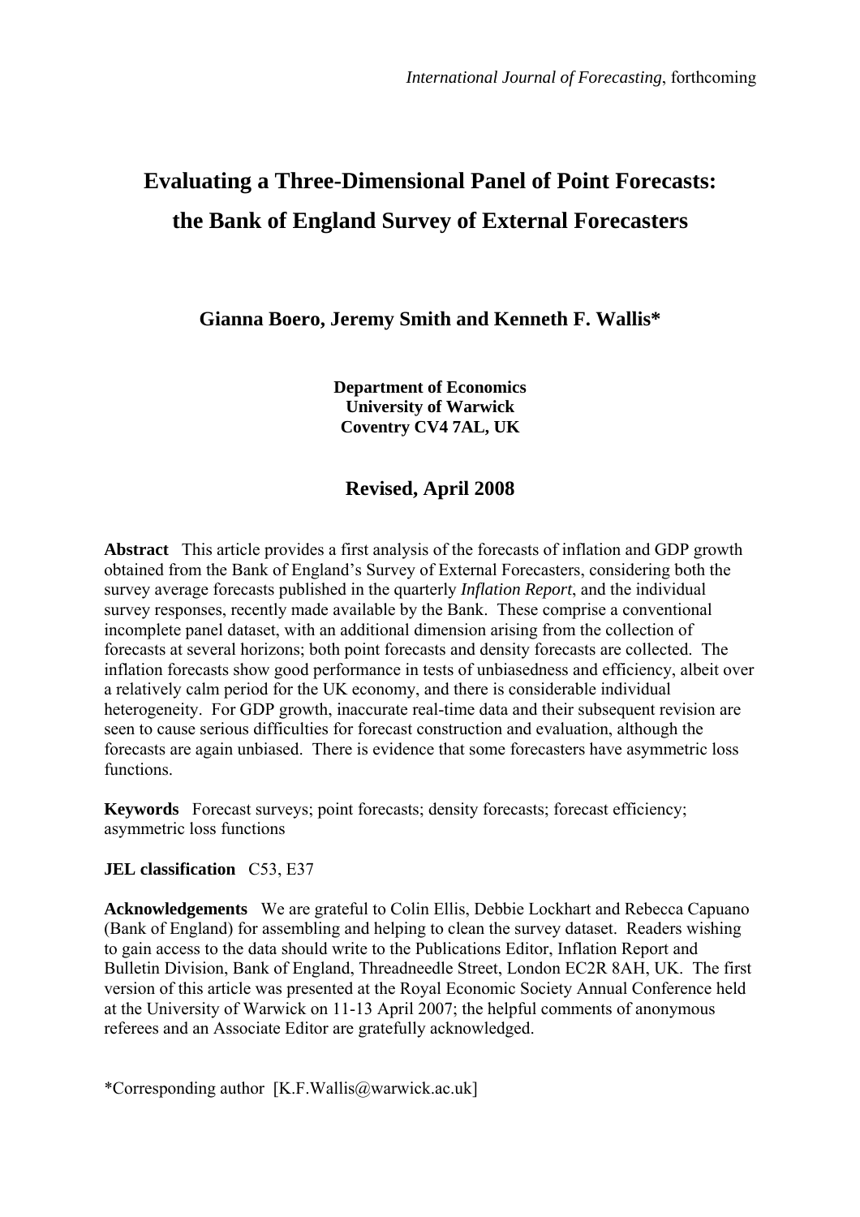*International Journal of Forecasting*, forthcoming

# Evaluating a Three-Dimensional Panel of Point Forecasts: the Bank of England Survey of External Forecasters

**Gianna Boero, Jeremy Smith and Kenneth F. Wallis***

**Department of Economics**
**University of Warwick**
**Coventry CV4 7AL, UK**

## Revised, April 2008

**Abstract** This article provides a first analysis of the forecasts of inflation and GDP growth obtained from the Bank of England's Survey of External Forecasters, considering both the survey average forecasts published in the quarterly *Inflation Report*, and the individual survey responses, recently made available by the Bank. These comprise a conventional incomplete panel dataset, with an additional dimension arising from the collection of forecasts at several horizons; both point forecasts and density forecasts are collected. The inflation forecasts show good performance in tests of unbiasedness and efficiency, albeit over a relatively calm period for the UK economy, and there is considerable individual heterogeneity. For GDP growth, inaccurate real-time data and their subsequent revision are seen to cause serious difficulties for forecast construction and evaluation, although the forecasts are again unbiased. There is evidence that some forecasters have asymmetric loss functions.

**Keywords** Forecast surveys; point forecasts; density forecasts; forecast efficiency; asymmetric loss functions

**JEL classification** C53, E37

**Acknowledgements** We are grateful to Colin Ellis, Debbie Lockhart and Rebecca Capuano (Bank of England) for assembling and helping to clean the survey dataset. Readers wishing to gain access to the data should write to the Publications Editor, Inflation Report and Bulletin Division, Bank of England, Threadneedle Street, London EC2R 8AH, UK. The first version of this article was presented at the Royal Economic Society Annual Conference held at the University of Warwick on 11-13 April 2007; the helpful comments of anonymous referees and an Associate Editor are gratefully acknowledged.

*Corresponding author [K.F.Wallis@warwick.ac.uk]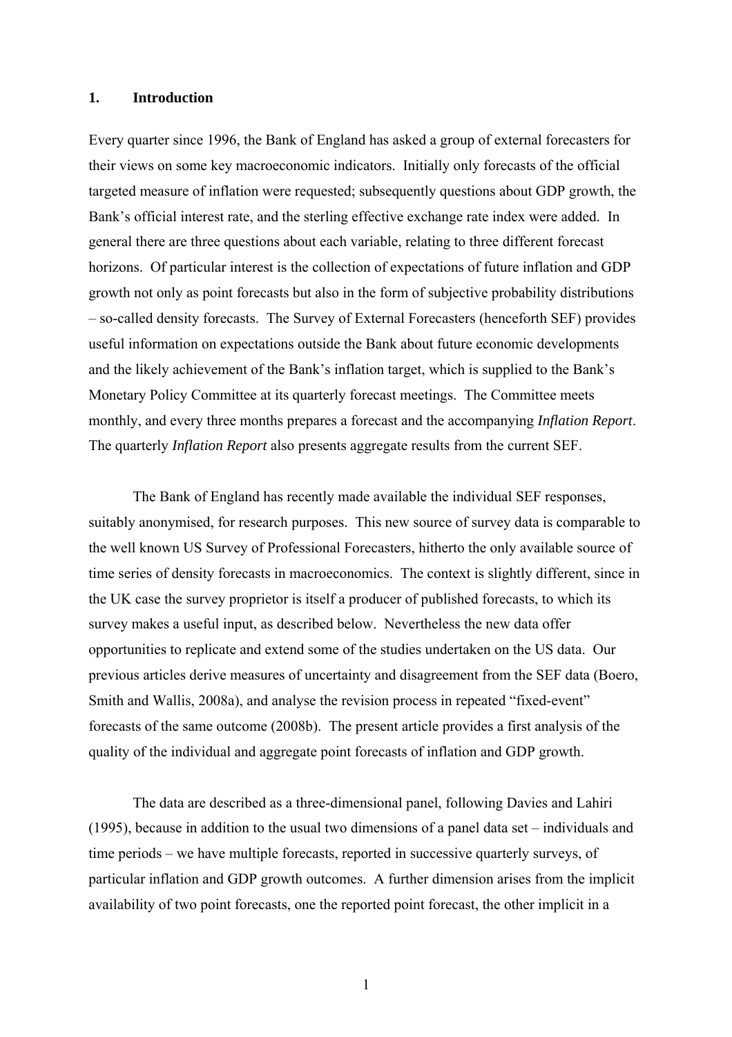## 1. Introduction

Every quarter since 1996, the Bank of England has asked a group of external forecasters for their views on some key macroeconomic indicators. Initially only forecasts of the official targeted measure of inflation were requested; subsequently questions about GDP growth, the Bank's official interest rate, and the sterling effective exchange rate index were added. In general there are three questions about each variable, relating to three different forecast horizons. Of particular interest is the collection of expectations of future inflation and GDP growth not only as point forecasts but also in the form of subjective probability distributions – so-called density forecasts. The Survey of External Forecasters (henceforth SEF) provides useful information on expectations outside the Bank about future economic developments and the likely achievement of the Bank's inflation target, which is supplied to the Bank's Monetary Policy Committee at its quarterly forecast meetings. The Committee meets monthly, and every three months prepares a forecast and the accompanying *Inflation Report*. The quarterly *Inflation Report* also presents aggregate results from the current SEF.

The Bank of England has recently made available the individual SEF responses, suitably anonymised, for research purposes. This new source of survey data is comparable to the well known US Survey of Professional Forecasters, hitherto the only available source of time series of density forecasts in macroeconomics. The context is slightly different, since in the UK case the survey proprietor is itself a producer of published forecasts, to which its survey makes a useful input, as described below. Nevertheless the new data offer opportunities to replicate and extend some of the studies undertaken on the US data. Our previous articles derive measures of uncertainty and disagreement from the SEF data (Boero, Smith and Wallis, 2008a), and analyse the revision process in repeated "fixed-event" forecasts of the same outcome (2008b). The present article provides a first analysis of the quality of the individual and aggregate point forecasts of inflation and GDP growth.

The data are described as a three-dimensional panel, following Davies and Lahiri (1995), because in addition to the usual two dimensions of a panel data set – individuals and time periods – we have multiple forecasts, reported in successive quarterly surveys, of particular inflation and GDP growth outcomes. A further dimension arises from the implicit availability of two point forecasts, one the reported point forecast, the other implicit in a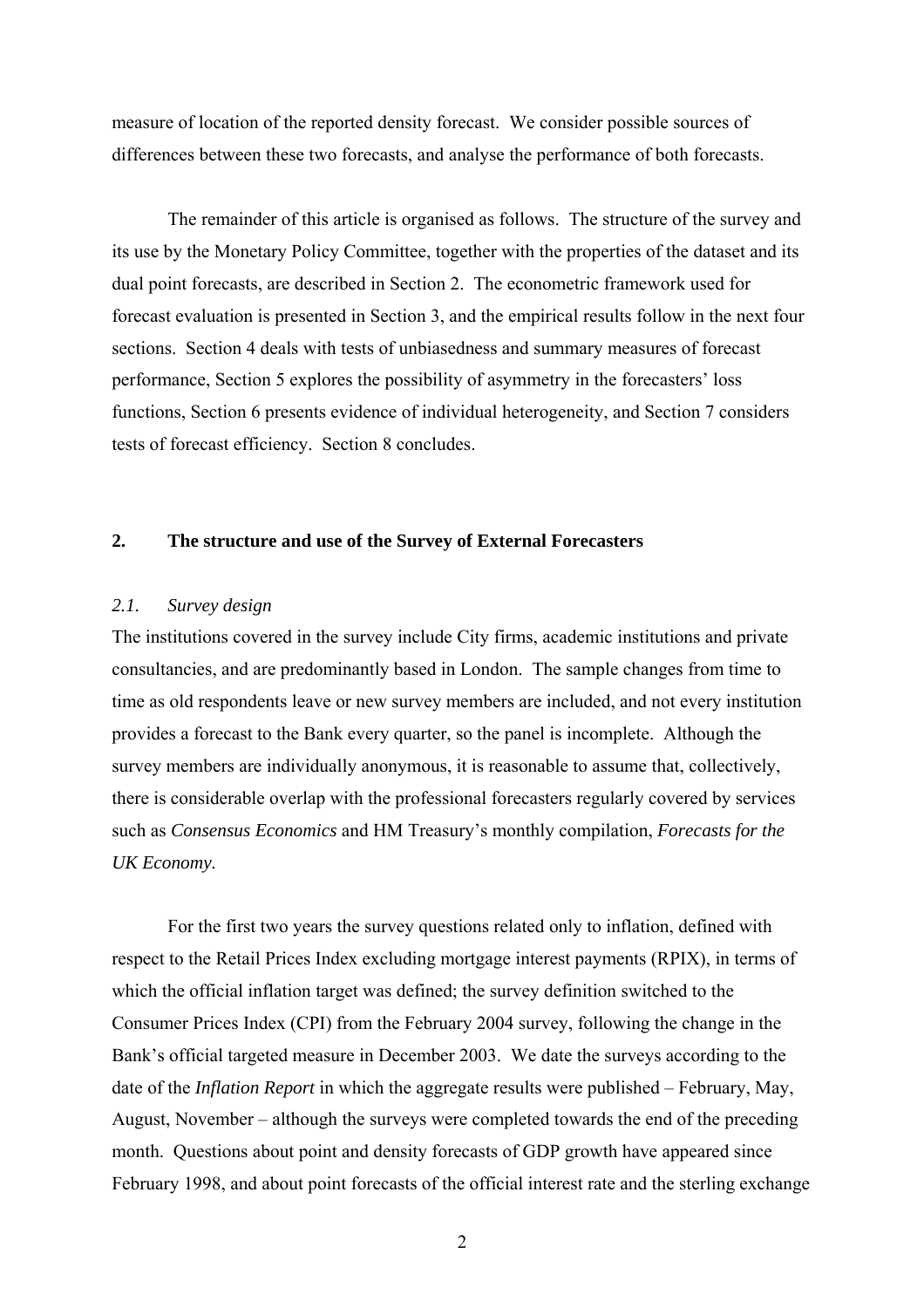measure of location of the reported density forecast. We consider possible sources of differences between these two forecasts, and analyse the performance of both forecasts.

The remainder of this article is organised as follows. The structure of the survey and its use by the Monetary Policy Committee, together with the properties of the dataset and its dual point forecasts, are described in Section 2. The econometric framework used for forecast evaluation is presented in Section 3, and the empirical results follow in the next four sections. Section 4 deals with tests of unbiasedness and summary measures of forecast performance, Section 5 explores the possibility of asymmetry in the forecasters' loss functions, Section 6 presents evidence of individual heterogeneity, and Section 7 considers tests of forecast efficiency. Section 8 concludes.

## 2. The structure and use of the Survey of External Forecasters

### *2.1. Survey design*

The institutions covered in the survey include City firms, academic institutions and private consultancies, and are predominantly based in London. The sample changes from time to time as old respondents leave or new survey members are included, and not every institution provides a forecast to the Bank every quarter, so the panel is incomplete. Although the survey members are individually anonymous, it is reasonable to assume that, collectively, there is considerable overlap with the professional forecasters regularly covered by services such as *Consensus Economics* and HM Treasury's monthly compilation, *Forecasts for the UK Economy.*

For the first two years the survey questions related only to inflation, defined with respect to the Retail Prices Index excluding mortgage interest payments (RPIX), in terms of which the official inflation target was defined; the survey definition switched to the Consumer Prices Index (CPI) from the February 2004 survey, following the change in the Bank's official targeted measure in December 2003. We date the surveys according to the date of the *Inflation Report* in which the aggregate results were published – February, May, August, November – although the surveys were completed towards the end of the preceding month. Questions about point and density forecasts of GDP growth have appeared since February 1998, and about point forecasts of the official interest rate and the sterling exchange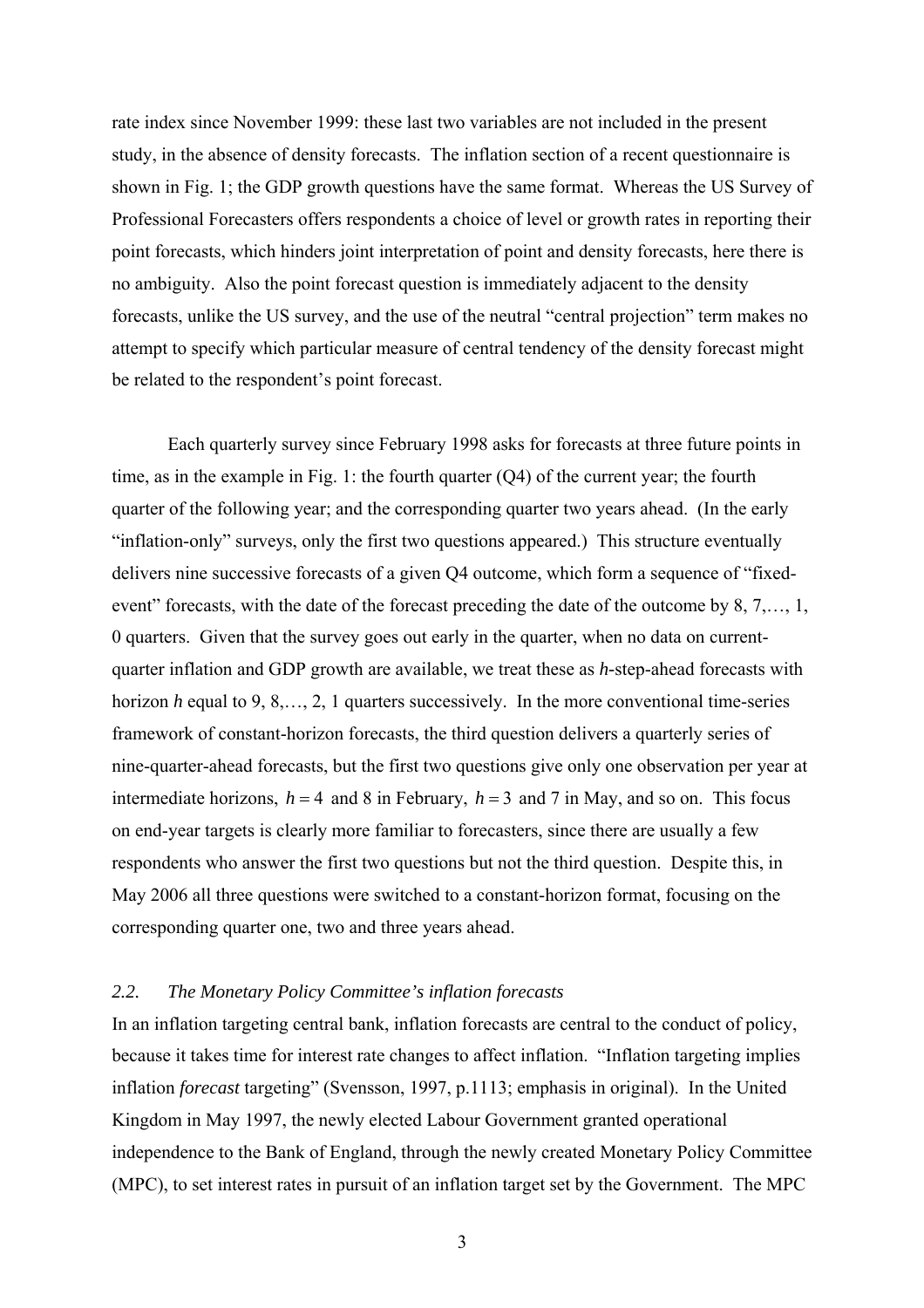rate index since November 1999: these last two variables are not included in the present study, in the absence of density forecasts. The inflation section of a recent questionnaire is shown in Fig. 1; the GDP growth questions have the same format. Whereas the US Survey of Professional Forecasters offers respondents a choice of level or growth rates in reporting their point forecasts, which hinders joint interpretation of point and density forecasts, here there is no ambiguity. Also the point forecast question is immediately adjacent to the density forecasts, unlike the US survey, and the use of the neutral "central projection" term makes no attempt to specify which particular measure of central tendency of the density forecast might be related to the respondent's point forecast.

Each quarterly survey since February 1998 asks for forecasts at three future points in time, as in the example in Fig. 1: the fourth quarter (Q4) of the current year; the fourth quarter of the following year; and the corresponding quarter two years ahead. (In the early "inflation-only" surveys, only the first two questions appeared.) This structure eventually delivers nine successive forecasts of a given Q4 outcome, which form a sequence of "fixed-event" forecasts, with the date of the forecast preceding the date of the outcome by 8, 7,…, 1, 0 quarters. Given that the survey goes out early in the quarter, when no data on current-quarter inflation and GDP growth are available, we treat these as *h*-step-ahead forecasts with horizon *h* equal to 9, 8,…, 2, 1 quarters successively. In the more conventional time-series framework of constant-horizon forecasts, the third question delivers a quarterly series of nine-quarter-ahead forecasts, but the first two questions give only one observation per year at intermediate horizons, $h = 4$ and 8 in February, $h = 3$ and 7 in May, and so on. This focus on end-year targets is clearly more familiar to forecasters, since there are usually a few respondents who answer the first two questions but not the third question. Despite this, in May 2006 all three questions were switched to a constant-horizon format, focusing on the corresponding quarter one, two and three years ahead.

### *2.2. The Monetary Policy Committee's inflation forecasts*

In an inflation targeting central bank, inflation forecasts are central to the conduct of policy, because it takes time for interest rate changes to affect inflation. "Inflation targeting implies inflation *forecast* targeting" (Svensson, 1997, p.1113; emphasis in original). In the United Kingdom in May 1997, the newly elected Labour Government granted operational independence to the Bank of England, through the newly created Monetary Policy Committee (MPC), to set interest rates in pursuit of an inflation target set by the Government. The MPC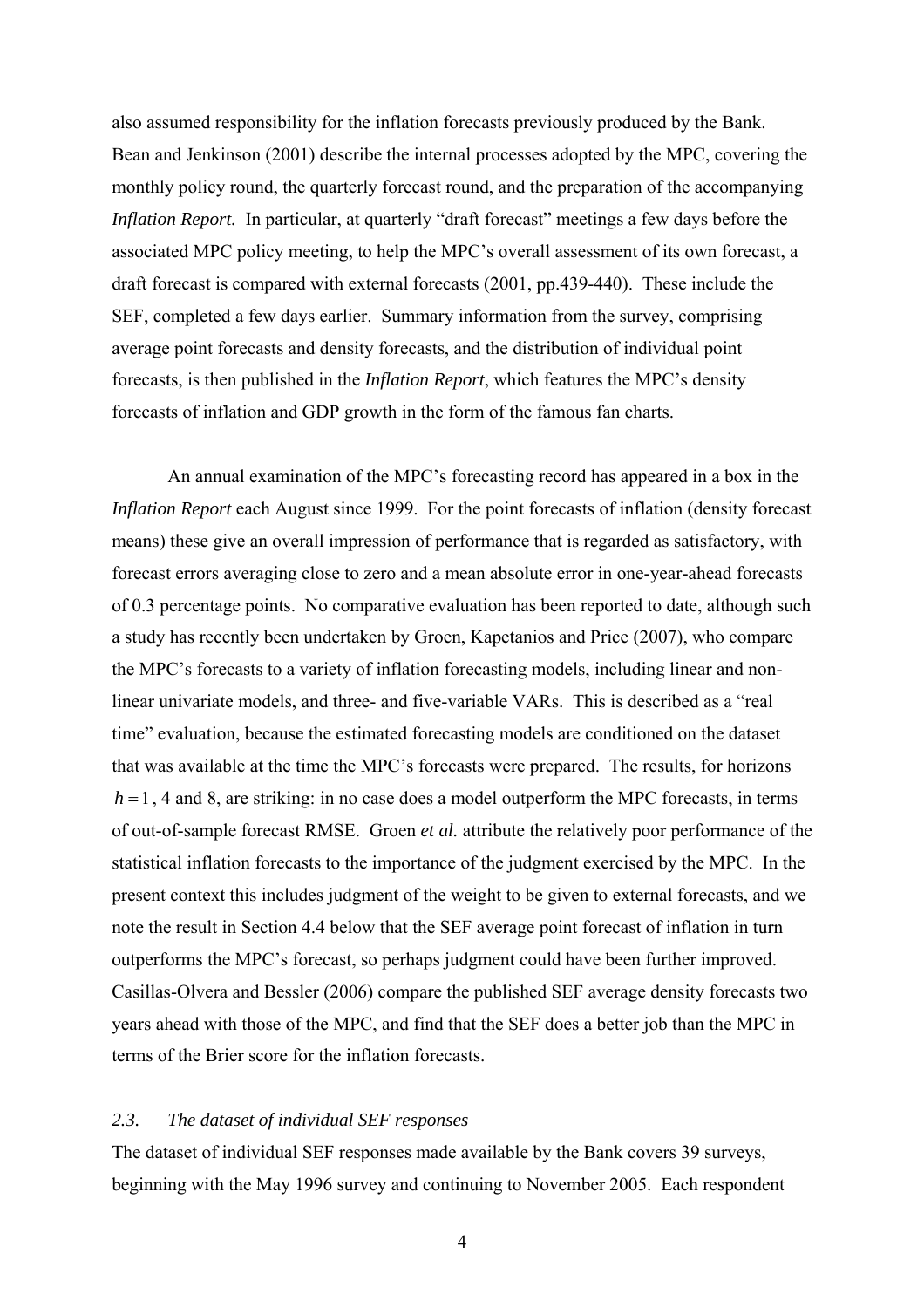also assumed responsibility for the inflation forecasts previously produced by the Bank. Bean and Jenkinson (2001) describe the internal processes adopted by the MPC, covering the monthly policy round, the quarterly forecast round, and the preparation of the accompanying *Inflation Report.* In particular, at quarterly "draft forecast" meetings a few days before the associated MPC policy meeting, to help the MPC's overall assessment of its own forecast, a draft forecast is compared with external forecasts (2001, pp.439-440). These include the SEF, completed a few days earlier. Summary information from the survey, comprising average point forecasts and density forecasts, and the distribution of individual point forecasts, is then published in the *Inflation Report*, which features the MPC's density forecasts of inflation and GDP growth in the form of the famous fan charts.

An annual examination of the MPC's forecasting record has appeared in a box in the *Inflation Report* each August since 1999. For the point forecasts of inflation (density forecast means) these give an overall impression of performance that is regarded as satisfactory, with forecast errors averaging close to zero and a mean absolute error in one-year-ahead forecasts of 0.3 percentage points. No comparative evaluation has been reported to date, although such a study has recently been undertaken by Groen, Kapetanios and Price (2007), who compare the MPC's forecasts to a variety of inflation forecasting models, including linear and non-linear univariate models, and three- and five-variable VARs. This is described as a "real time" evaluation, because the estimated forecasting models are conditioned on the dataset that was available at the time the MPC's forecasts were prepared. The results, for horizons $h = 1$, 4 and 8, are striking: in no case does a model outperform the MPC forecasts, in terms of out-of-sample forecast RMSE. Groen *et al.* attribute the relatively poor performance of the statistical inflation forecasts to the importance of the judgment exercised by the MPC. In the present context this includes judgment of the weight to be given to external forecasts, and we note the result in Section 4.4 below that the SEF average point forecast of inflation in turn outperforms the MPC's forecast, so perhaps judgment could have been further improved. Casillas-Olvera and Bessler (2006) compare the published SEF average density forecasts two years ahead with those of the MPC, and find that the SEF does a better job than the MPC in terms of the Brier score for the inflation forecasts.

### *2.3. The dataset of individual SEF responses*

The dataset of individual SEF responses made available by the Bank covers 39 surveys, beginning with the May 1996 survey and continuing to November 2005. Each respondent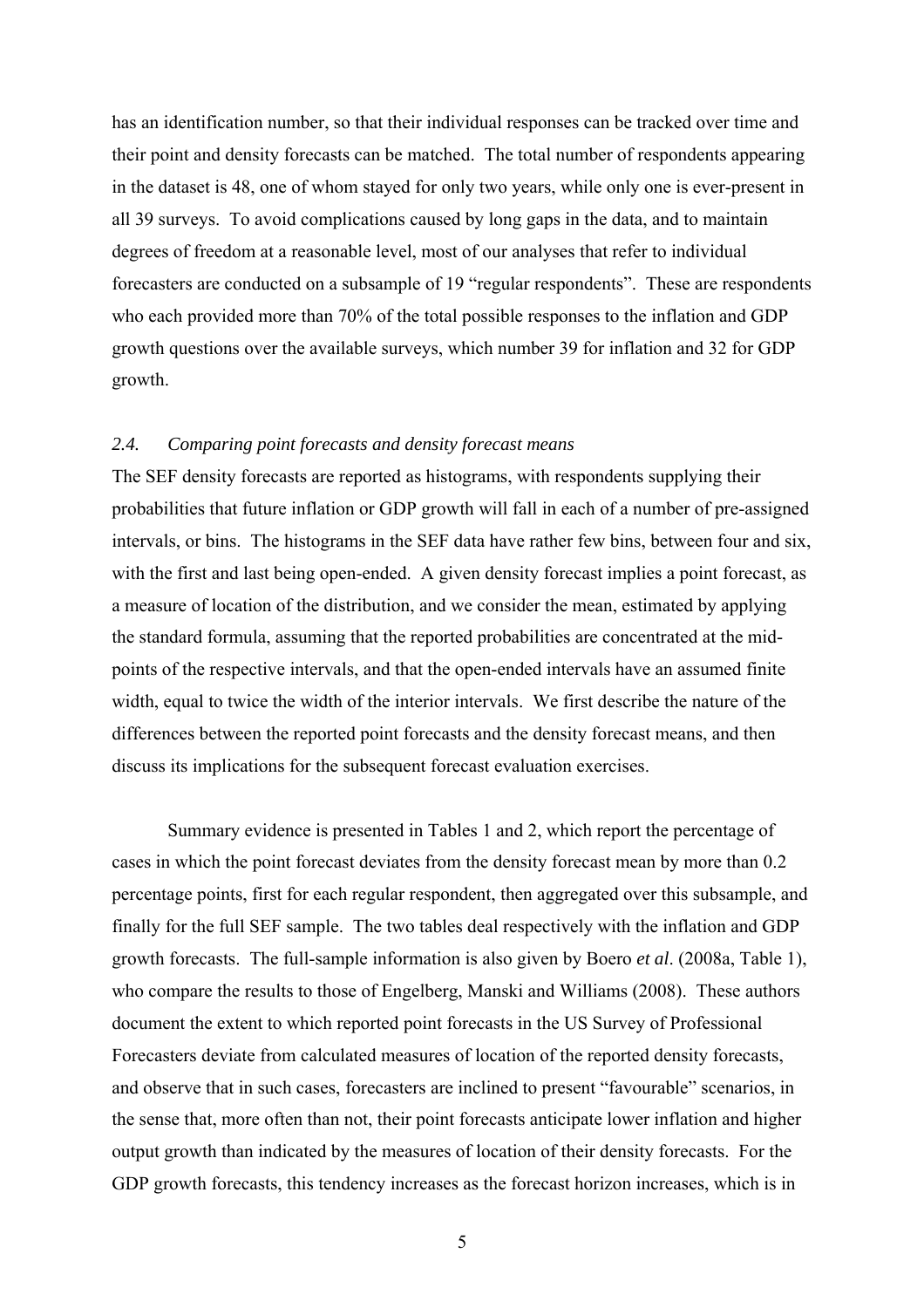has an identification number, so that their individual responses can be tracked over time and their point and density forecasts can be matched. The total number of respondents appearing in the dataset is 48, one of whom stayed for only two years, while only one is ever-present in all 39 surveys. To avoid complications caused by long gaps in the data, and to maintain degrees of freedom at a reasonable level, most of our analyses that refer to individual forecasters are conducted on a subsample of 19 "regular respondents". These are respondents who each provided more than 70% of the total possible responses to the inflation and GDP growth questions over the available surveys, which number 39 for inflation and 32 for GDP growth.

### *2.4. Comparing point forecasts and density forecast means*

The SEF density forecasts are reported as histograms, with respondents supplying their probabilities that future inflation or GDP growth will fall in each of a number of pre-assigned intervals, or bins. The histograms in the SEF data have rather few bins, between four and six, with the first and last being open-ended. A given density forecast implies a point forecast, as a measure of location of the distribution, and we consider the mean, estimated by applying the standard formula, assuming that the reported probabilities are concentrated at the mid-points of the respective intervals, and that the open-ended intervals have an assumed finite width, equal to twice the width of the interior intervals. We first describe the nature of the differences between the reported point forecasts and the density forecast means, and then discuss its implications for the subsequent forecast evaluation exercises.

Summary evidence is presented in Tables 1 and 2, which report the percentage of cases in which the point forecast deviates from the density forecast mean by more than 0.2 percentage points, first for each regular respondent, then aggregated over this subsample, and finally for the full SEF sample. The two tables deal respectively with the inflation and GDP growth forecasts. The full-sample information is also given by Boero *et al*. (2008a, Table 1), who compare the results to those of Engelberg, Manski and Williams (2008). These authors document the extent to which reported point forecasts in the US Survey of Professional Forecasters deviate from calculated measures of location of the reported density forecasts, and observe that in such cases, forecasters are inclined to present "favourable" scenarios, in the sense that, more often than not, their point forecasts anticipate lower inflation and higher output growth than indicated by the measures of location of their density forecasts. For the GDP growth forecasts, this tendency increases as the forecast horizon increases, which is in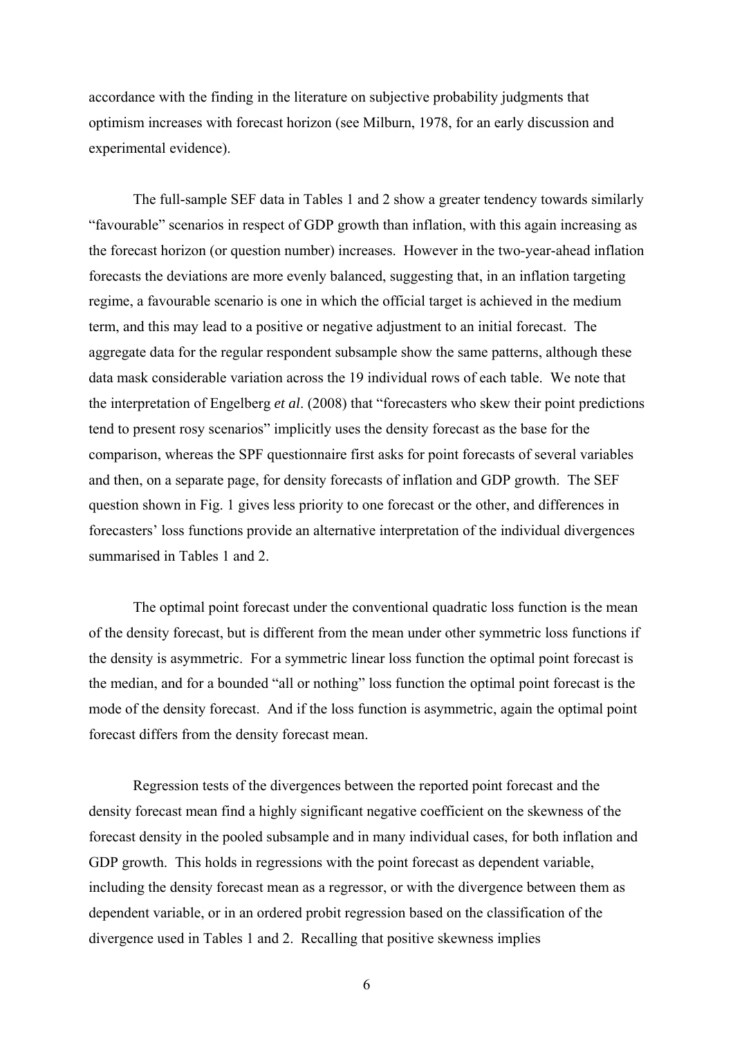accordance with the finding in the literature on subjective probability judgments that optimism increases with forecast horizon (see Milburn, 1978, for an early discussion and experimental evidence).

The full-sample SEF data in Tables 1 and 2 show a greater tendency towards similarly "favourable" scenarios in respect of GDP growth than inflation, with this again increasing as the forecast horizon (or question number) increases. However in the two-year-ahead inflation forecasts the deviations are more evenly balanced, suggesting that, in an inflation targeting regime, a favourable scenario is one in which the official target is achieved in the medium term, and this may lead to a positive or negative adjustment to an initial forecast. The aggregate data for the regular respondent subsample show the same patterns, although these data mask considerable variation across the 19 individual rows of each table. We note that the interpretation of Engelberg *et al*. (2008) that "forecasters who skew their point predictions tend to present rosy scenarios" implicitly uses the density forecast as the base for the comparison, whereas the SPF questionnaire first asks for point forecasts of several variables and then, on a separate page, for density forecasts of inflation and GDP growth. The SEF question shown in Fig. 1 gives less priority to one forecast or the other, and differences in forecasters' loss functions provide an alternative interpretation of the individual divergences summarised in Tables 1 and 2.

The optimal point forecast under the conventional quadratic loss function is the mean of the density forecast, but is different from the mean under other symmetric loss functions if the density is asymmetric. For a symmetric linear loss function the optimal point forecast is the median, and for a bounded "all or nothing" loss function the optimal point forecast is the mode of the density forecast. And if the loss function is asymmetric, again the optimal point forecast differs from the density forecast mean.

Regression tests of the divergences between the reported point forecast and the density forecast mean find a highly significant negative coefficient on the skewness of the forecast density in the pooled subsample and in many individual cases, for both inflation and GDP growth. This holds in regressions with the point forecast as dependent variable, including the density forecast mean as a regressor, or with the divergence between them as dependent variable, or in an ordered probit regression based on the classification of the divergence used in Tables 1 and 2. Recalling that positive skewness implies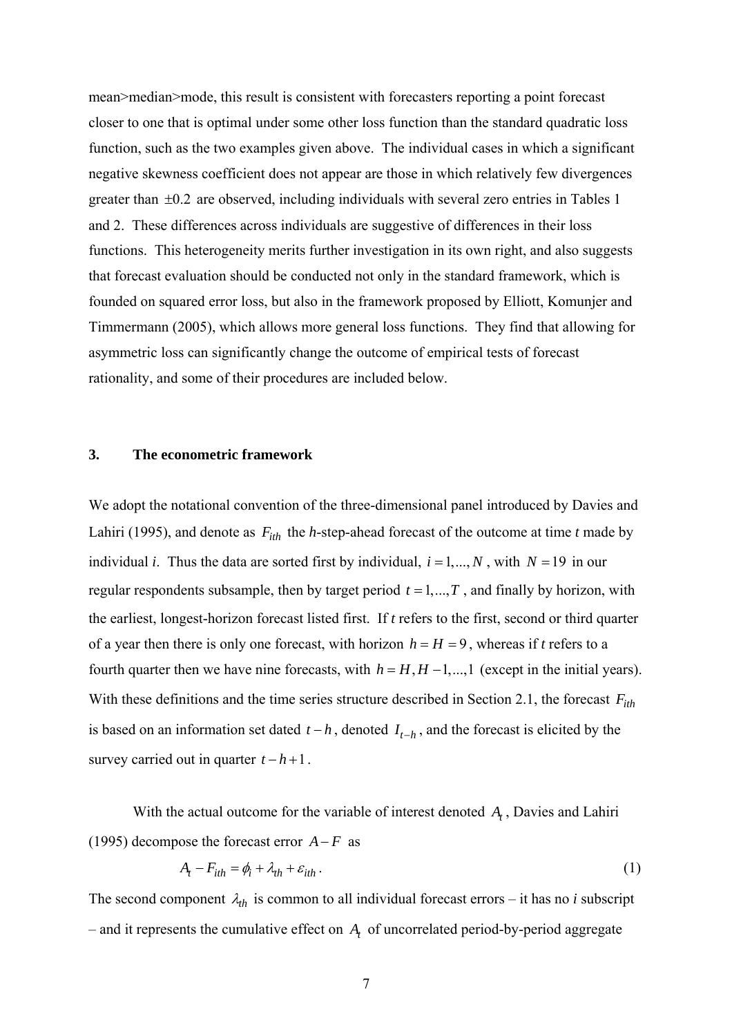mean>median>mode, this result is consistent with forecasters reporting a point forecast closer to one that is optimal under some other loss function than the standard quadratic loss function, such as the two examples given above. The individual cases in which a significant negative skewness coefficient does not appear are those in which relatively few divergences greater than $\pm 0.2$ are observed, including individuals with several zero entries in Tables 1 and 2. These differences across individuals are suggestive of differences in their loss functions. This heterogeneity merits further investigation in its own right, and also suggests that forecast evaluation should be conducted not only in the standard framework, which is founded on squared error loss, but also in the framework proposed by Elliott, Komunjer and Timmermann (2005), which allows more general loss functions. They find that allowing for asymmetric loss can significantly change the outcome of empirical tests of forecast rationality, and some of their procedures are included below.

## 3. The econometric framework

We adopt the notational convention of the three-dimensional panel introduced by Davies and Lahiri (1995), and denote as $F_{ith}$ the *h*-step-ahead forecast of the outcome at time *t* made by individual *i*. Thus the data are sorted first by individual, $i = 1,...,N$, with $N = 19$ in our regular respondents subsample, then by target period $t = 1,...,T$, and finally by horizon, with the earliest, longest-horizon forecast listed first. If *t* refers to the first, second or third quarter of a year then there is only one forecast, with horizon $h = H = 9$, whereas if *t* refers to a fourth quarter then we have nine forecasts, with $h = H, H-1,...,1$ (except in the initial years). With these definitions and the time series structure described in Section 2.1, the forecast $F_{ith}$ is based on an information set dated $t-h$, denoted $I_{t-h}$, and the forecast is elicited by the survey carried out in quarter $t-h+1$.

With the actual outcome for the variable of interest denoted $A_t$, Davies and Lahiri (1995) decompose the forecast error $A-F$ as

$$A_t - F_{ith} = \phi_i + \lambda_{th} + \varepsilon_{ith}. \tag{1}$$

The second component $\lambda_{th}$ is common to all individual forecast errors – it has no *i* subscript – and it represents the cumulative effect on $A_t$ of uncorrelated period-by-period aggregate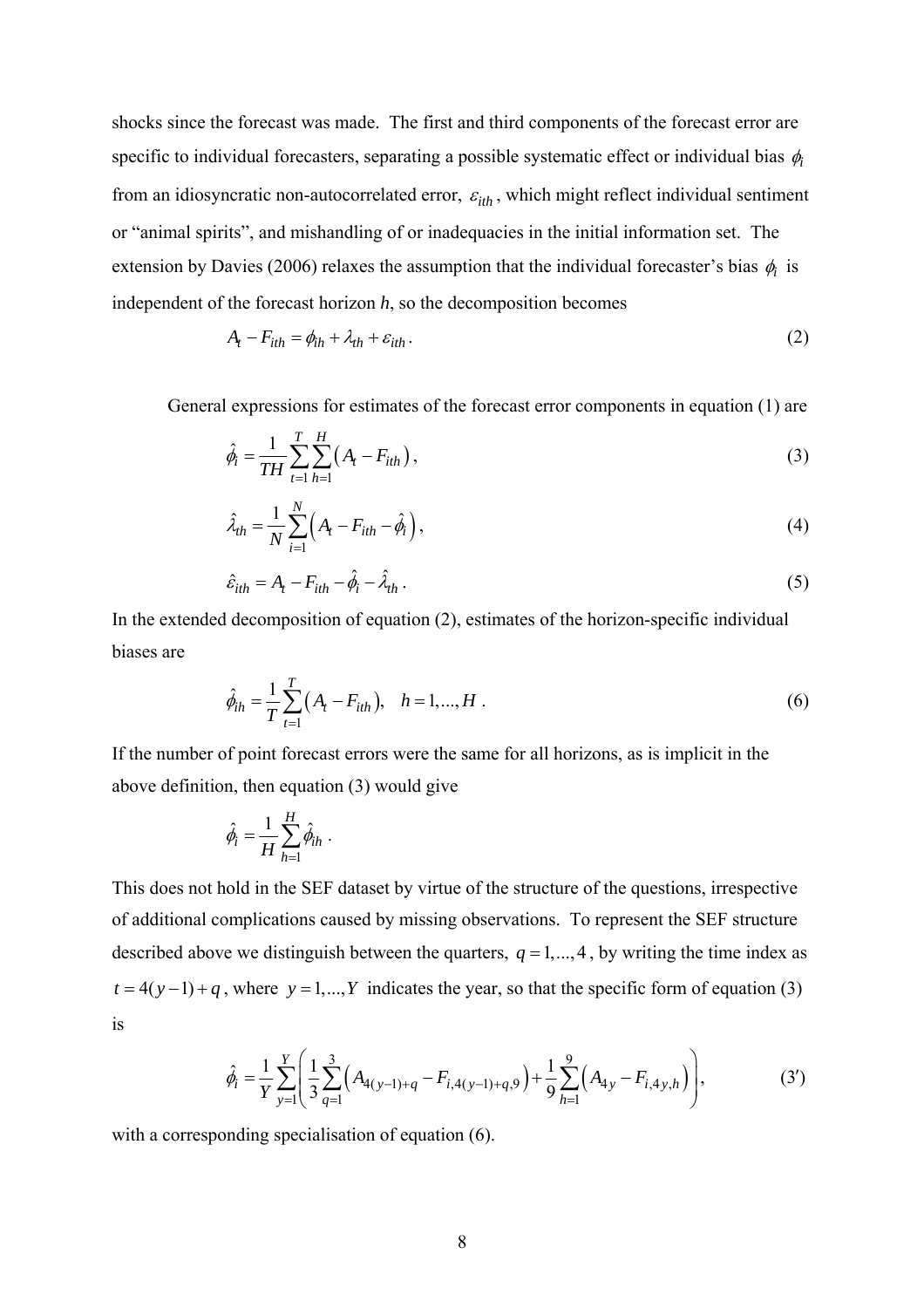shocks since the forecast was made. The first and third components of the forecast error are specific to individual forecasters, separating a possible systematic effect or individual bias $\phi_i$ from an idiosyncratic non-autocorrelated error, $\varepsilon_{ith}$, which might reflect individual sentiment or "animal spirits", and mishandling of or inadequacies in the initial information set. The extension by Davies (2006) relaxes the assumption that the individual forecaster's bias $\phi_i$ is independent of the forecast horizon *h*, so the decomposition becomes

$$A_t - F_{ith} = \phi_{ih} + \lambda_{th} + \varepsilon_{ith} . \tag{2}$$

General expressions for estimates of the forecast error components in equation (1) are

$$\hat{\phi}_i = \frac{1}{TH}\sum_{t=1}^{T}\sum_{h=1}^{H}\left(A_t - F_{ith}\right), \tag{3}$$

$$\hat{\lambda}_{th} = \frac{1}{N}\sum_{i=1}^{N}\left(A_t - F_{ith} - \hat{\phi}_i\right), \tag{4}$$

$$\hat{\varepsilon}_{ith} = A_t - F_{ith} - \hat{\phi}_i - \hat{\lambda}_{th} . \tag{5}$$

In the extended decomposition of equation (2), estimates of the horizon-specific individual biases are

$$\hat{\phi}_{ih} = \frac{1}{T}\sum_{t=1}^{T}\left(A_t - F_{ith}\right), \quad h = 1,...,H . \tag{6}$$

If the number of point forecast errors were the same for all horizons, as is implicit in the above definition, then equation (3) would give

$$\hat{\phi}_i = \frac{1}{H}\sum_{h=1}^{H}\hat{\phi}_{ih} .$$

This does not hold in the SEF dataset by virtue of the structure of the questions, irrespective of additional complications caused by missing observations. To represent the SEF structure described above we distinguish between the quarters, $q = 1,...,4$, by writing the time index as $t = 4(y-1) + q$, where $y = 1,...,Y$ indicates the year, so that the specific form of equation (3) is

$$\hat{\phi}_i = \frac{1}{Y}\sum_{y=1}^{Y}\left(\frac{1}{3}\sum_{q=1}^{3}\left(A_{4(y-1)+q} - F_{i,4(y-1)+q,9}\right) + \frac{1}{9}\sum_{h=1}^{9}\left(A_{4y} - F_{i,4y,h}\right)\right), \tag{3'}$$

with a corresponding specialisation of equation (6).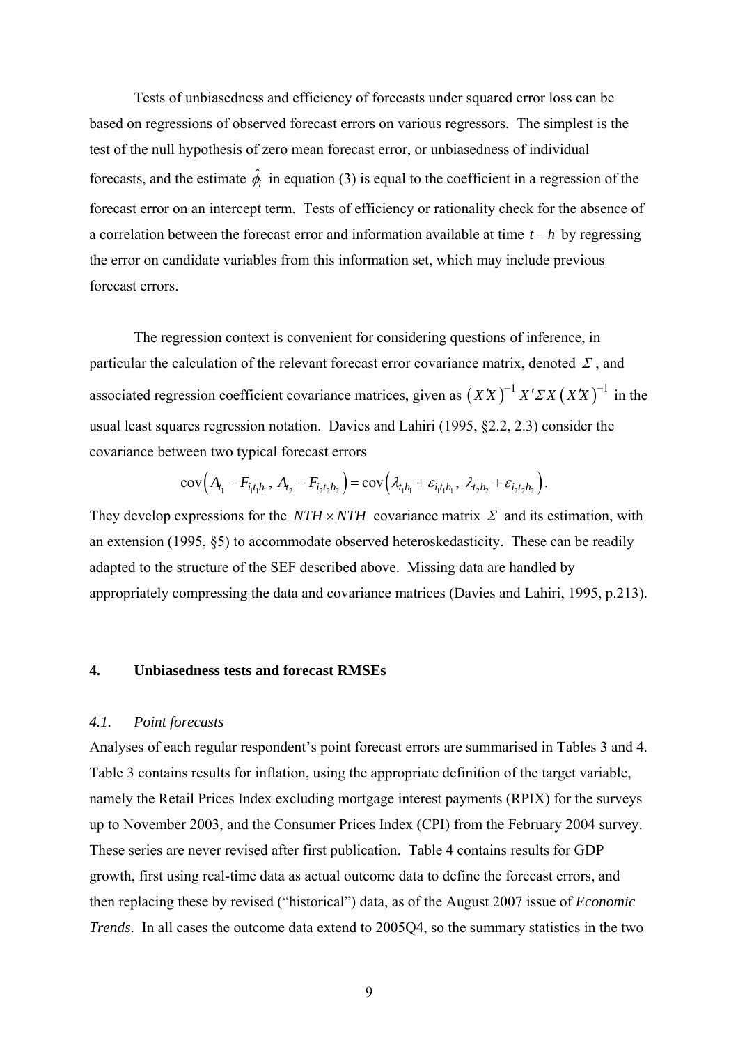Tests of unbiasedness and efficiency of forecasts under squared error loss can be based on regressions of observed forecast errors on various regressors. The simplest is the test of the null hypothesis of zero mean forecast error, or unbiasedness of individual forecasts, and the estimate $\hat{\phi}_i$ in equation (3) is equal to the coefficient in a regression of the forecast error on an intercept term. Tests of efficiency or rationality check for the absence of a correlation between the forecast error and information available at time $t-h$ by regressing the error on candidate variables from this information set, which may include previous forecast errors.

The regression context is convenient for considering questions of inference, in particular the calculation of the relevant forecast error covariance matrix, denoted $\Sigma$, and associated regression coefficient covariance matrices, given as $\left(X'X\right)^{-1} X'\Sigma X \left(X'X\right)^{-1}$ in the usual least squares regression notation. Davies and Lahiri (1995, §2.2, 2.3) consider the covariance between two typical forecast errors

$$\text{cov}\left(A_{t_1} - F_{i_1 t_1 h_1},\, A_{t_2} - F_{i_2 t_2 h_2}\right) = \text{cov}\left(\lambda_{t_1 h_1} + \varepsilon_{i_1 t_1 h_1},\, \lambda_{t_2 h_2} + \varepsilon_{i_2 t_2 h_2}\right).$$

They develop expressions for the $NTH \times NTH$ covariance matrix $\Sigma$ and its estimation, with an extension (1995, §5) to accommodate observed heteroskedasticity. These can be readily adapted to the structure of the SEF described above. Missing data are handled by appropriately compressing the data and covariance matrices (Davies and Lahiri, 1995, p.213).

## 4. Unbiasedness tests and forecast RMSEs

### *4.1. Point forecasts*

Analyses of each regular respondent's point forecast errors are summarised in Tables 3 and 4. Table 3 contains results for inflation, using the appropriate definition of the target variable, namely the Retail Prices Index excluding mortgage interest payments (RPIX) for the surveys up to November 2003, and the Consumer Prices Index (CPI) from the February 2004 survey. These series are never revised after first publication. Table 4 contains results for GDP growth, first using real-time data as actual outcome data to define the forecast errors, and then replacing these by revised ("historical") data, as of the August 2007 issue of *Economic Trends*. In all cases the outcome data extend to 2005Q4, so the summary statistics in the two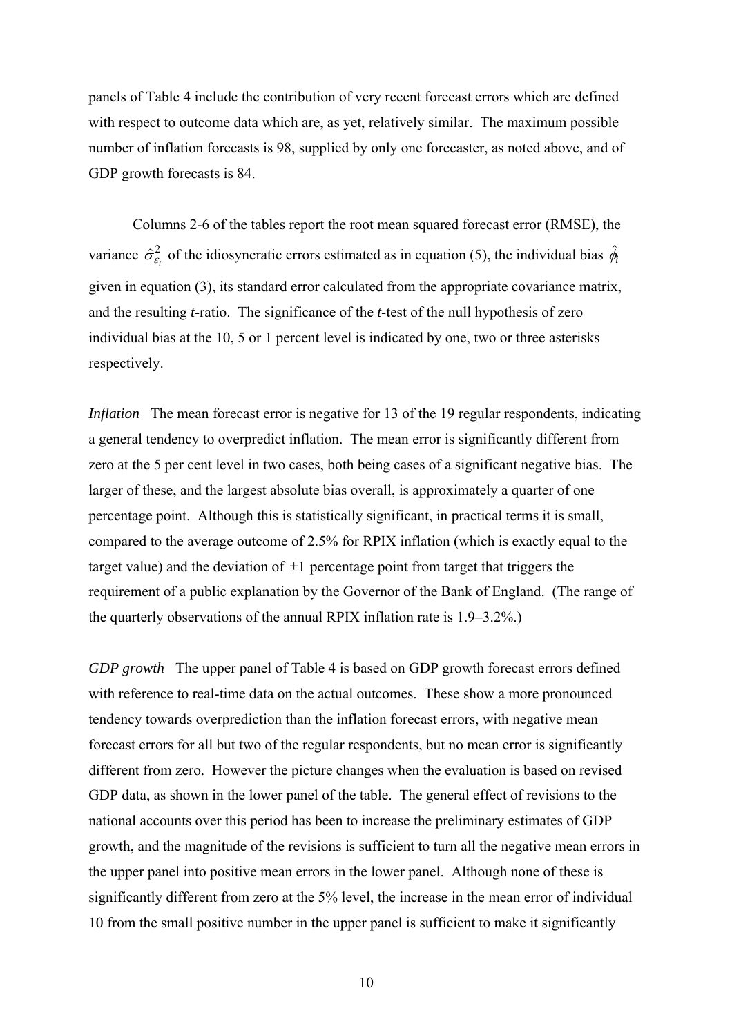panels of Table 4 include the contribution of very recent forecast errors which are defined with respect to outcome data which are, as yet, relatively similar. The maximum possible number of inflation forecasts is 98, supplied by only one forecaster, as noted above, and of GDP growth forecasts is 84.

Columns 2-6 of the tables report the root mean squared forecast error (RMSE), the variance $\hat{\sigma}^2_{\varepsilon_i}$ of the idiosyncratic errors estimated as in equation (5), the individual bias $\hat{\phi}_i$ given in equation (3), its standard error calculated from the appropriate covariance matrix, and the resulting *t*-ratio. The significance of the *t*-test of the null hypothesis of zero individual bias at the 10, 5 or 1 percent level is indicated by one, two or three asterisks respectively.

*Inflation* The mean forecast error is negative for 13 of the 19 regular respondents, indicating a general tendency to overpredict inflation. The mean error is significantly different from zero at the 5 per cent level in two cases, both being cases of a significant negative bias. The larger of these, and the largest absolute bias overall, is approximately a quarter of one percentage point. Although this is statistically significant, in practical terms it is small, compared to the average outcome of 2.5% for RPIX inflation (which is exactly equal to the target value) and the deviation of $\pm 1$ percentage point from target that triggers the requirement of a public explanation by the Governor of the Bank of England. (The range of the quarterly observations of the annual RPIX inflation rate is 1.9–3.2%.)

*GDP growth* The upper panel of Table 4 is based on GDP growth forecast errors defined with reference to real-time data on the actual outcomes. These show a more pronounced tendency towards overprediction than the inflation forecast errors, with negative mean forecast errors for all but two of the regular respondents, but no mean error is significantly different from zero. However the picture changes when the evaluation is based on revised GDP data, as shown in the lower panel of the table. The general effect of revisions to the national accounts over this period has been to increase the preliminary estimates of GDP growth, and the magnitude of the revisions is sufficient to turn all the negative mean errors in the upper panel into positive mean errors in the lower panel. Although none of these is significantly different from zero at the 5% level, the increase in the mean error of individual 10 from the small positive number in the upper panel is sufficient to make it significantly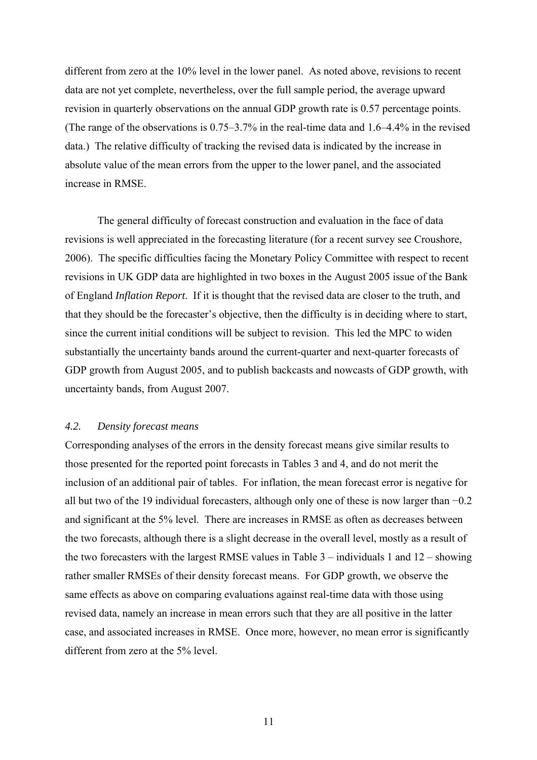different from zero at the 10% level in the lower panel. As noted above, revisions to recent data are not yet complete, nevertheless, over the full sample period, the average upward revision in quarterly observations on the annual GDP growth rate is 0.57 percentage points. (The range of the observations is 0.75–3.7% in the real-time data and 1.6–4.4% in the revised data.) The relative difficulty of tracking the revised data is indicated by the increase in absolute value of the mean errors from the upper to the lower panel, and the associated increase in RMSE.

The general difficulty of forecast construction and evaluation in the face of data revisions is well appreciated in the forecasting literature (for a recent survey see Croushore, 2006). The specific difficulties facing the Monetary Policy Committee with respect to recent revisions in UK GDP data are highlighted in two boxes in the August 2005 issue of the Bank of England *Inflation Report*. If it is thought that the revised data are closer to the truth, and that they should be the forecaster's objective, then the difficulty is in deciding where to start, since the current initial conditions will be subject to revision. This led the MPC to widen substantially the uncertainty bands around the current-quarter and next-quarter forecasts of GDP growth from August 2005, and to publish backcasts and nowcasts of GDP growth, with uncertainty bands, from August 2007.

### *4.2. Density forecast means*

Corresponding analyses of the errors in the density forecast means give similar results to those presented for the reported point forecasts in Tables 3 and 4, and do not merit the inclusion of an additional pair of tables. For inflation, the mean forecast error is negative for all but two of the 19 individual forecasters, although only one of these is now larger than −0.2 and significant at the 5% level. There are increases in RMSE as often as decreases between the two forecasts, although there is a slight decrease in the overall level, mostly as a result of the two forecasters with the largest RMSE values in Table 3 – individuals 1 and 12 – showing rather smaller RMSEs of their density forecast means. For GDP growth, we observe the same effects as above on comparing evaluations against real-time data with those using revised data, namely an increase in mean errors such that they are all positive in the latter case, and associated increases in RMSE. Once more, however, no mean error is significantly different from zero at the 5% level.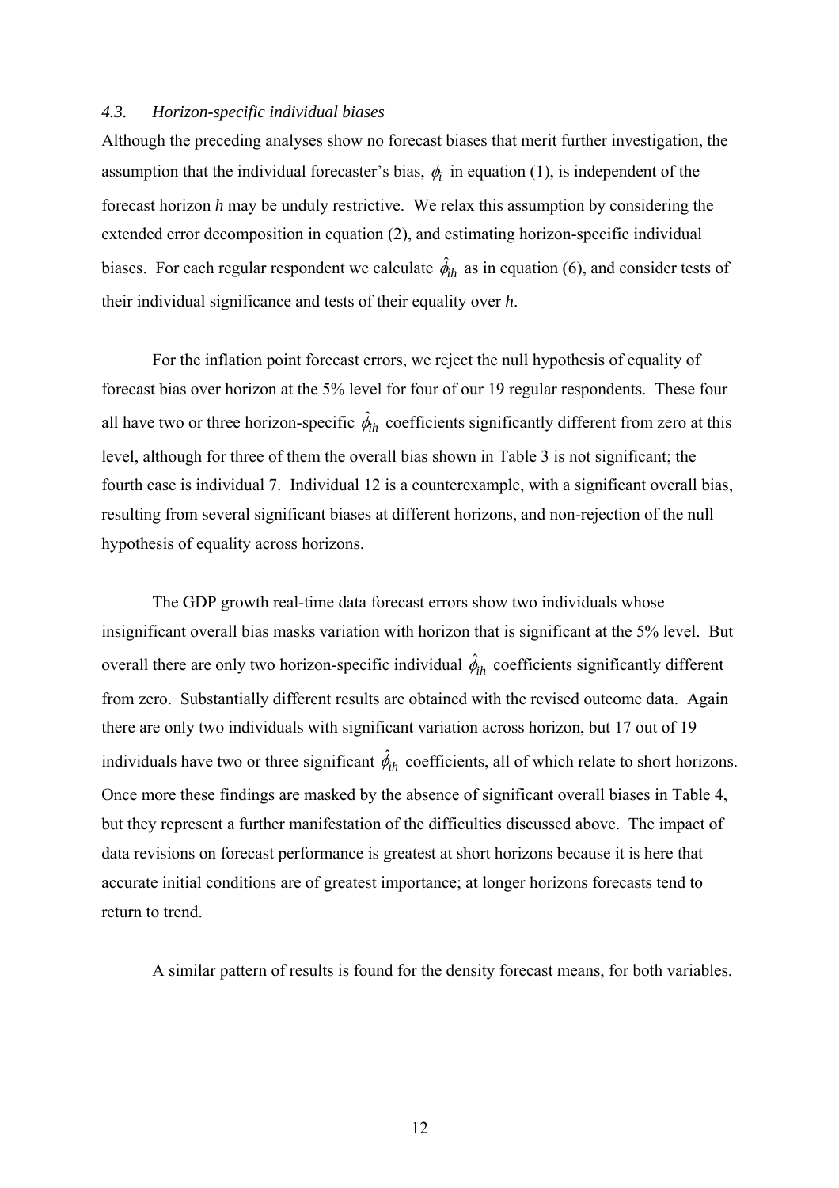### 4.3. *Horizon-specific individual biases*

Although the preceding analyses show no forecast biases that merit further investigation, the assumption that the individual forecaster's bias, $\phi_i$ in equation (1), is independent of the forecast horizon $h$ may be unduly restrictive. We relax this assumption by considering the extended error decomposition in equation (2), and estimating horizon-specific individual biases. For each regular respondent we calculate $\hat{\phi}_{ih}$ as in equation (6), and consider tests of their individual significance and tests of their equality over $h$.

For the inflation point forecast errors, we reject the null hypothesis of equality of forecast bias over horizon at the 5% level for four of our 19 regular respondents. These four all have two or three horizon-specific $\hat{\phi}_{ih}$ coefficients significantly different from zero at this level, although for three of them the overall bias shown in Table 3 is not significant; the fourth case is individual 7. Individual 12 is a counterexample, with a significant overall bias, resulting from several significant biases at different horizons, and non-rejection of the null hypothesis of equality across horizons.

The GDP growth real-time data forecast errors show two individuals whose insignificant overall bias masks variation with horizon that is significant at the 5% level. But overall there are only two horizon-specific individual $\hat{\phi}_{ih}$ coefficients significantly different from zero. Substantially different results are obtained with the revised outcome data. Again there are only two individuals with significant variation across horizon, but 17 out of 19 individuals have two or three significant $\hat{\phi}_{ih}$ coefficients, all of which relate to short horizons. Once more these findings are masked by the absence of significant overall biases in Table 4, but they represent a further manifestation of the difficulties discussed above. The impact of data revisions on forecast performance is greatest at short horizons because it is here that accurate initial conditions are of greatest importance; at longer horizons forecasts tend to return to trend.

A similar pattern of results is found for the density forecast means, for both variables.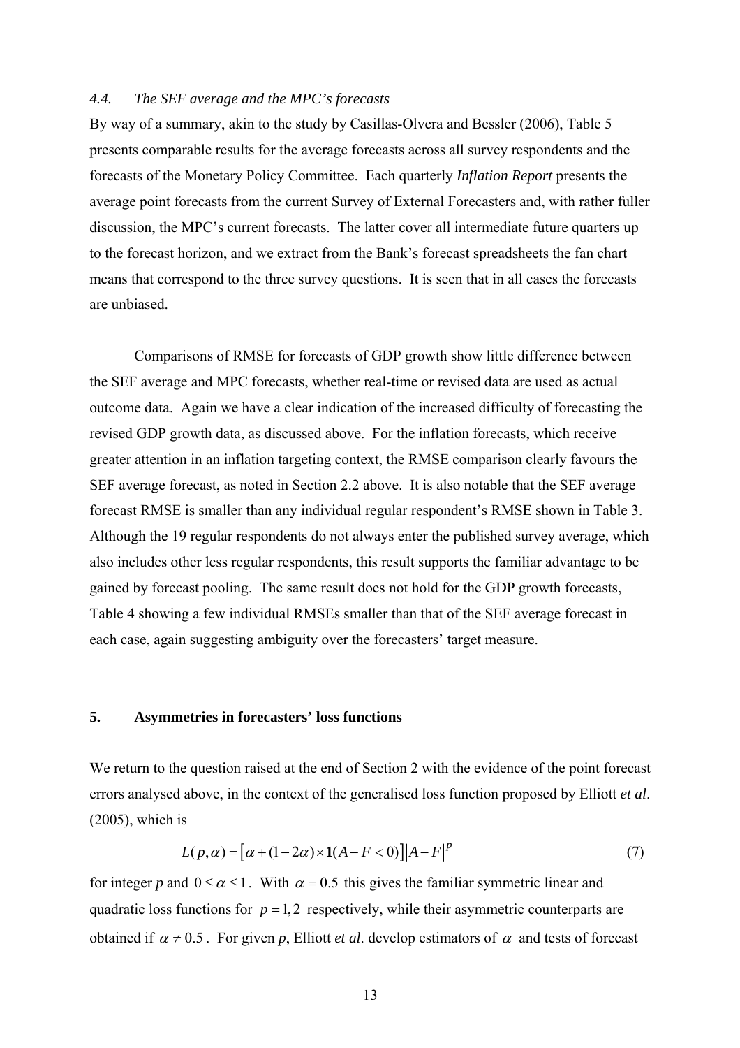### 4.4. *The SEF average and the MPC's forecasts*

By way of a summary, akin to the study by Casillas-Olvera and Bessler (2006), Table 5 presents comparable results for the average forecasts across all survey respondents and the forecasts of the Monetary Policy Committee. Each quarterly *Inflation Report* presents the average point forecasts from the current Survey of External Forecasters and, with rather fuller discussion, the MPC's current forecasts. The latter cover all intermediate future quarters up to the forecast horizon, and we extract from the Bank's forecast spreadsheets the fan chart means that correspond to the three survey questions. It is seen that in all cases the forecasts are unbiased.

Comparisons of RMSE for forecasts of GDP growth show little difference between the SEF average and MPC forecasts, whether real-time or revised data are used as actual outcome data. Again we have a clear indication of the increased difficulty of forecasting the revised GDP growth data, as discussed above. For the inflation forecasts, which receive greater attention in an inflation targeting context, the RMSE comparison clearly favours the SEF average forecast, as noted in Section 2.2 above. It is also notable that the SEF average forecast RMSE is smaller than any individual regular respondent's RMSE shown in Table 3. Although the 19 regular respondents do not always enter the published survey average, which also includes other less regular respondents, this result supports the familiar advantage to be gained by forecast pooling. The same result does not hold for the GDP growth forecasts, Table 4 showing a few individual RMSEs smaller than that of the SEF average forecast in each case, again suggesting ambiguity over the forecasters' target measure.

## 5. Asymmetries in forecasters' loss functions

We return to the question raised at the end of Section 2 with the evidence of the point forecast errors analysed above, in the context of the generalised loss function proposed by Elliott *et al*. (2005), which is

$$L(p,\alpha) = \left[\alpha + (1-2\alpha)\times \mathbf{1}(A-F<0)\right]\left|A-F\right|^{p} \tag{7}$$

for integer *p* and $0 \leq \alpha \leq 1$. With $\alpha = 0.5$ this gives the familiar symmetric linear and quadratic loss functions for $p = 1, 2$ respectively, while their asymmetric counterparts are obtained if $\alpha \neq 0.5$. For given *p*, Elliott *et al*. develop estimators of $\alpha$ and tests of forecast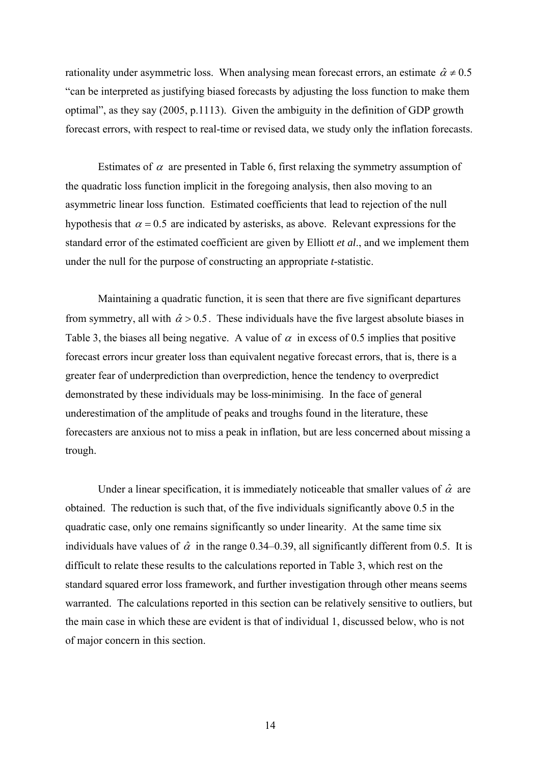rationality under asymmetric loss. When analysing mean forecast errors, an estimate $\hat{\alpha} \neq 0.5$ "can be interpreted as justifying biased forecasts by adjusting the loss function to make them optimal", as they say (2005, p.1113). Given the ambiguity in the definition of GDP growth forecast errors, with respect to real-time or revised data, we study only the inflation forecasts.

Estimates of $\alpha$ are presented in Table 6, first relaxing the symmetry assumption of the quadratic loss function implicit in the foregoing analysis, then also moving to an asymmetric linear loss function. Estimated coefficients that lead to rejection of the null hypothesis that $\alpha = 0.5$ are indicated by asterisks, as above. Relevant expressions for the standard error of the estimated coefficient are given by Elliott *et al*., and we implement them under the null for the purpose of constructing an appropriate *t*-statistic.

Maintaining a quadratic function, it is seen that there are five significant departures from symmetry, all with $\hat{\alpha} > 0.5$. These individuals have the five largest absolute biases in Table 3, the biases all being negative. A value of $\alpha$ in excess of 0.5 implies that positive forecast errors incur greater loss than equivalent negative forecast errors, that is, there is a greater fear of underprediction than overprediction, hence the tendency to overpredict demonstrated by these individuals may be loss-minimising. In the face of general underestimation of the amplitude of peaks and troughs found in the literature, these forecasters are anxious not to miss a peak in inflation, but are less concerned about missing a trough.

Under a linear specification, it is immediately noticeable that smaller values of $\hat{\alpha}$ are obtained. The reduction is such that, of the five individuals significantly above 0.5 in the quadratic case, only one remains significantly so under linearity. At the same time six individuals have values of $\hat{\alpha}$ in the range 0.34–0.39, all significantly different from 0.5. It is difficult to relate these results to the calculations reported in Table 3, which rest on the standard squared error loss framework, and further investigation through other means seems warranted. The calculations reported in this section can be relatively sensitive to outliers, but the main case in which these are evident is that of individual 1, discussed below, who is not of major concern in this section.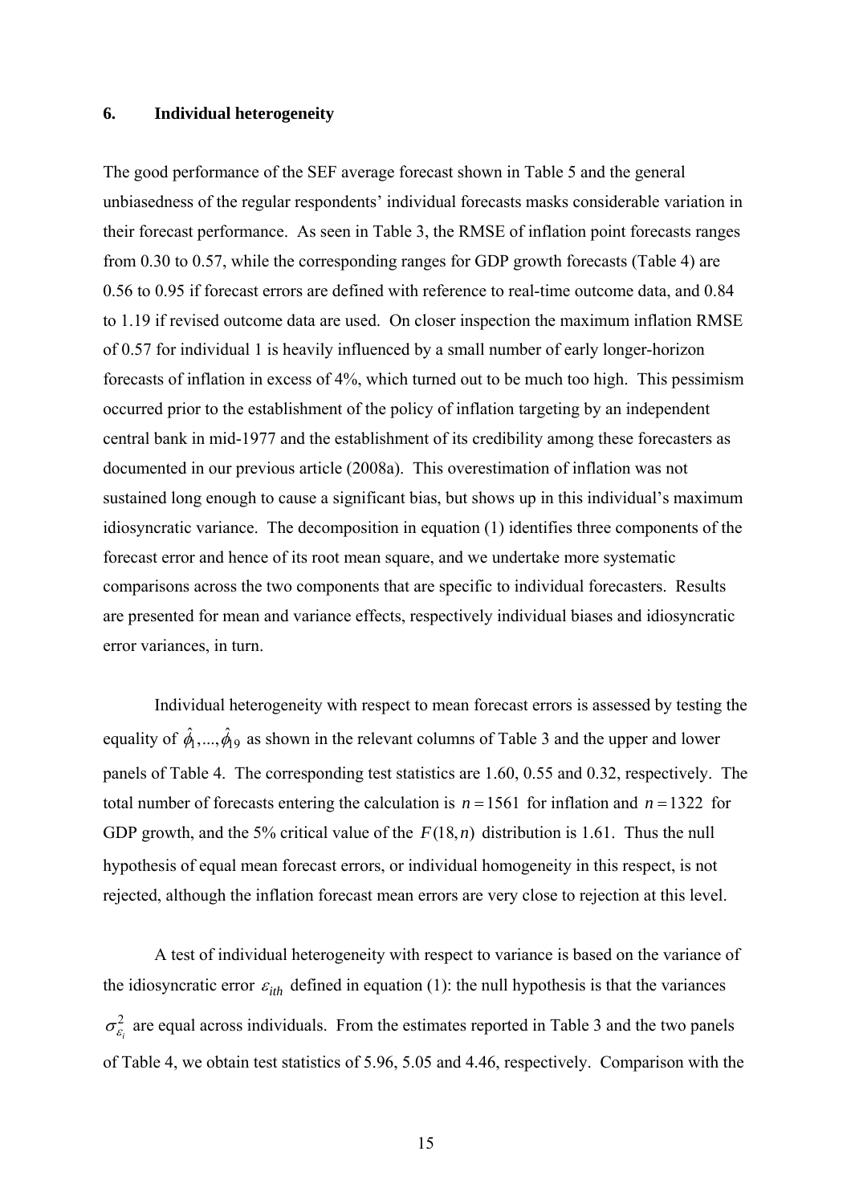## 6. Individual heterogeneity

The good performance of the SEF average forecast shown in Table 5 and the general unbiasedness of the regular respondents' individual forecasts masks considerable variation in their forecast performance. As seen in Table 3, the RMSE of inflation point forecasts ranges from 0.30 to 0.57, while the corresponding ranges for GDP growth forecasts (Table 4) are 0.56 to 0.95 if forecast errors are defined with reference to real-time outcome data, and 0.84 to 1.19 if revised outcome data are used. On closer inspection the maximum inflation RMSE of 0.57 for individual 1 is heavily influenced by a small number of early longer-horizon forecasts of inflation in excess of 4%, which turned out to be much too high. This pessimism occurred prior to the establishment of the policy of inflation targeting by an independent central bank in mid-1977 and the establishment of its credibility among these forecasters as documented in our previous article (2008a). This overestimation of inflation was not sustained long enough to cause a significant bias, but shows up in this individual's maximum idiosyncratic variance. The decomposition in equation (1) identifies three components of the forecast error and hence of its root mean square, and we undertake more systematic comparisons across the two components that are specific to individual forecasters. Results are presented for mean and variance effects, respectively individual biases and idiosyncratic error variances, in turn.

Individual heterogeneity with respect to mean forecast errors is assessed by testing the equality of $\hat{\phi}_1,...,\hat{\phi}_{19}$ as shown in the relevant columns of Table 3 and the upper and lower panels of Table 4. The corresponding test statistics are 1.60, 0.55 and 0.32, respectively. The total number of forecasts entering the calculation is $n = 1561$ for inflation and $n = 1322$ for GDP growth, and the 5% critical value of the $F(18, n)$ distribution is 1.61. Thus the null hypothesis of equal mean forecast errors, or individual homogeneity in this respect, is not rejected, although the inflation forecast mean errors are very close to rejection at this level.

A test of individual heterogeneity with respect to variance is based on the variance of the idiosyncratic error $\varepsilon_{ith}$ defined in equation (1): the null hypothesis is that the variances $\sigma^2_{\varepsilon_i}$ are equal across individuals. From the estimates reported in Table 3 and the two panels of Table 4, we obtain test statistics of 5.96, 5.05 and 4.46, respectively. Comparison with the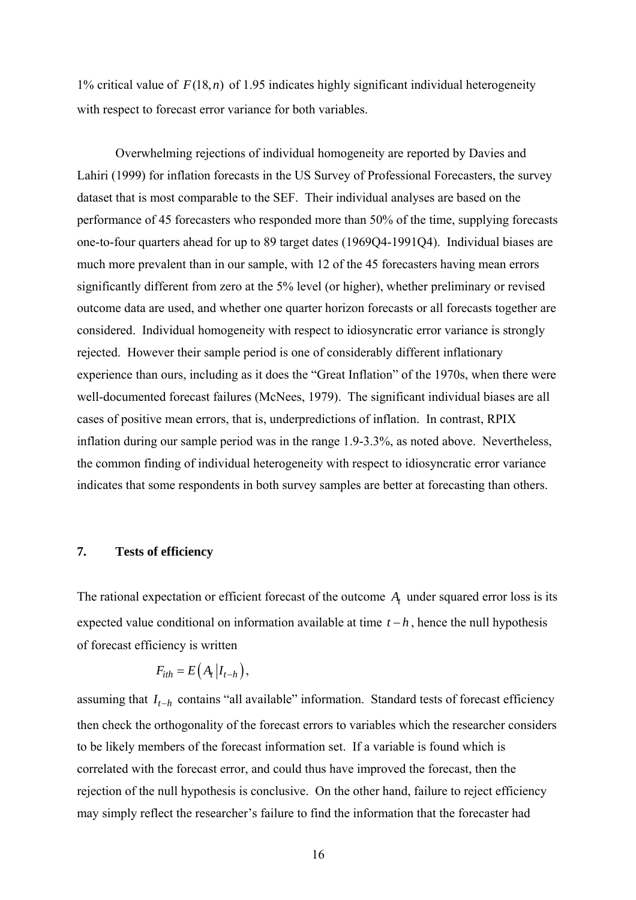1% critical value of $F(18, n)$ of 1.95 indicates highly significant individual heterogeneity with respect to forecast error variance for both variables.

Overwhelming rejections of individual homogeneity are reported by Davies and Lahiri (1999) for inflation forecasts in the US Survey of Professional Forecasters, the survey dataset that is most comparable to the SEF. Their individual analyses are based on the performance of 45 forecasters who responded more than 50% of the time, supplying forecasts one-to-four quarters ahead for up to 89 target dates (1969Q4-1991Q4). Individual biases are much more prevalent than in our sample, with 12 of the 45 forecasters having mean errors significantly different from zero at the 5% level (or higher), whether preliminary or revised outcome data are used, and whether one quarter horizon forecasts or all forecasts together are considered. Individual homogeneity with respect to idiosyncratic error variance is strongly rejected. However their sample period is one of considerably different inflationary experience than ours, including as it does the "Great Inflation" of the 1970s, when there were well-documented forecast failures (McNees, 1979). The significant individual biases are all cases of positive mean errors, that is, underpredictions of inflation. In contrast, RPIX inflation during our sample period was in the range 1.9-3.3%, as noted above. Nevertheless, the common finding of individual heterogeneity with respect to idiosyncratic error variance indicates that some respondents in both survey samples are better at forecasting than others.

## 7. Tests of efficiency

The rational expectation or efficient forecast of the outcome $A_t$ under squared error loss is its expected value conditional on information available at time $t-h$, hence the null hypothesis of forecast efficiency is written

$$F_{ith} = E\left(A_t \,|\, I_{t-h}\right),$$

assuming that $I_{t-h}$ contains "all available" information. Standard tests of forecast efficiency then check the orthogonality of the forecast errors to variables which the researcher considers to be likely members of the forecast information set. If a variable is found which is correlated with the forecast error, and could thus have improved the forecast, then the rejection of the null hypothesis is conclusive. On the other hand, failure to reject efficiency may simply reflect the researcher's failure to find the information that the forecaster had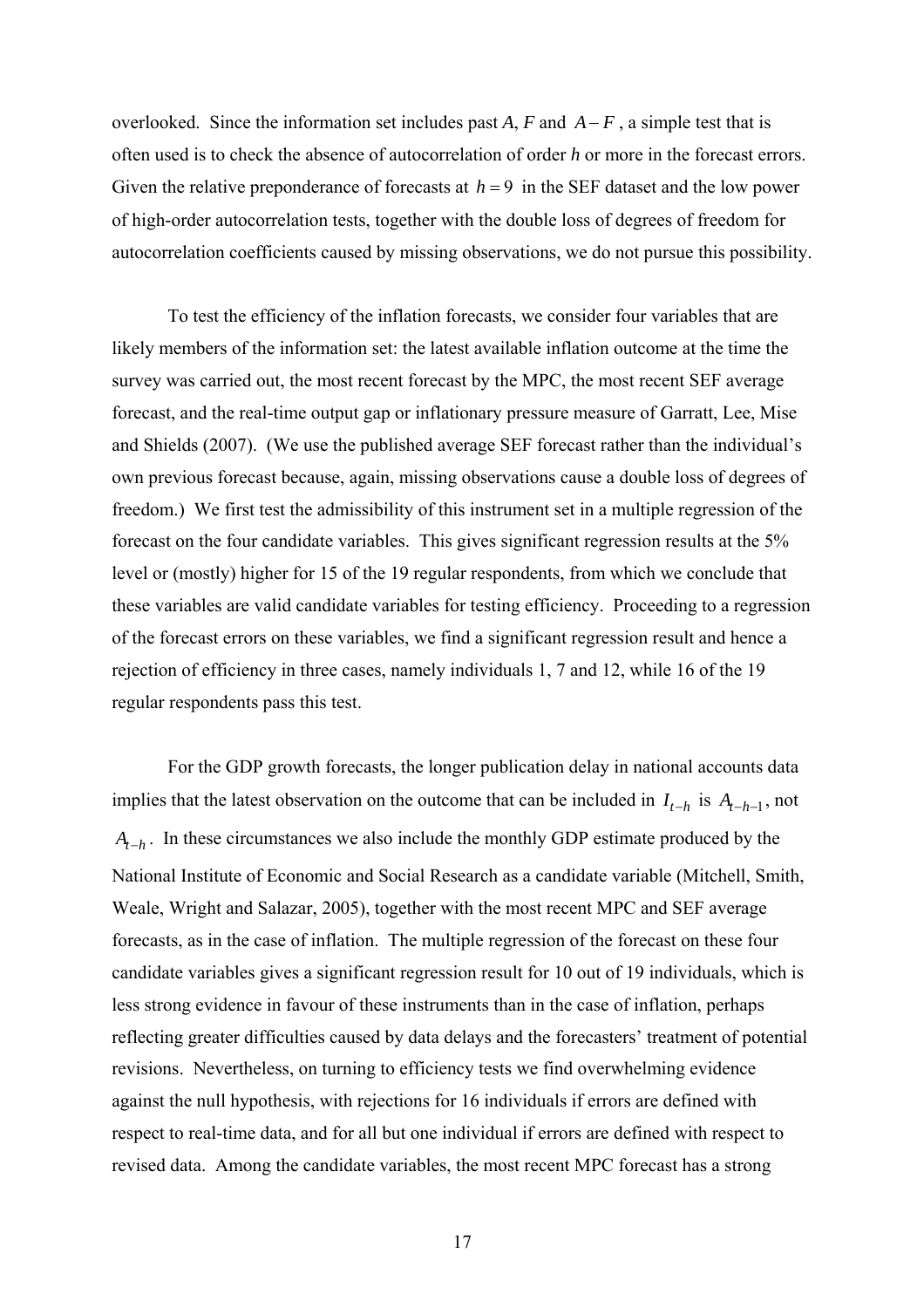overlooked. Since the information set includes past $A$, $F$ and $A-F$, a simple test that is often used is to check the absence of autocorrelation of order $h$ or more in the forecast errors. Given the relative preponderance of forecasts at $h = 9$ in the SEF dataset and the low power of high-order autocorrelation tests, together with the double loss of degrees of freedom for autocorrelation coefficients caused by missing observations, we do not pursue this possibility.

To test the efficiency of the inflation forecasts, we consider four variables that are likely members of the information set: the latest available inflation outcome at the time the survey was carried out, the most recent forecast by the MPC, the most recent SEF average forecast, and the real-time output gap or inflationary pressure measure of Garratt, Lee, Mise and Shields (2007). (We use the published average SEF forecast rather than the individual's own previous forecast because, again, missing observations cause a double loss of degrees of freedom.) We first test the admissibility of this instrument set in a multiple regression of the forecast on the four candidate variables. This gives significant regression results at the 5% level or (mostly) higher for 15 of the 19 regular respondents, from which we conclude that these variables are valid candidate variables for testing efficiency. Proceeding to a regression of the forecast errors on these variables, we find a significant regression result and hence a rejection of efficiency in three cases, namely individuals 1, 7 and 12, while 16 of the 19 regular respondents pass this test.

For the GDP growth forecasts, the longer publication delay in national accounts data implies that the latest observation on the outcome that can be included in $I_{t-h}$ is $A_{t-h-1}$, not $A_{t-h}$. In these circumstances we also include the monthly GDP estimate produced by the National Institute of Economic and Social Research as a candidate variable (Mitchell, Smith, Weale, Wright and Salazar, 2005), together with the most recent MPC and SEF average forecasts, as in the case of inflation. The multiple regression of the forecast on these four candidate variables gives a significant regression result for 10 out of 19 individuals, which is less strong evidence in favour of these instruments than in the case of inflation, perhaps reflecting greater difficulties caused by data delays and the forecasters' treatment of potential revisions. Nevertheless, on turning to efficiency tests we find overwhelming evidence against the null hypothesis, with rejections for 16 individuals if errors are defined with respect to real-time data, and for all but one individual if errors are defined with respect to revised data. Among the candidate variables, the most recent MPC forecast has a strong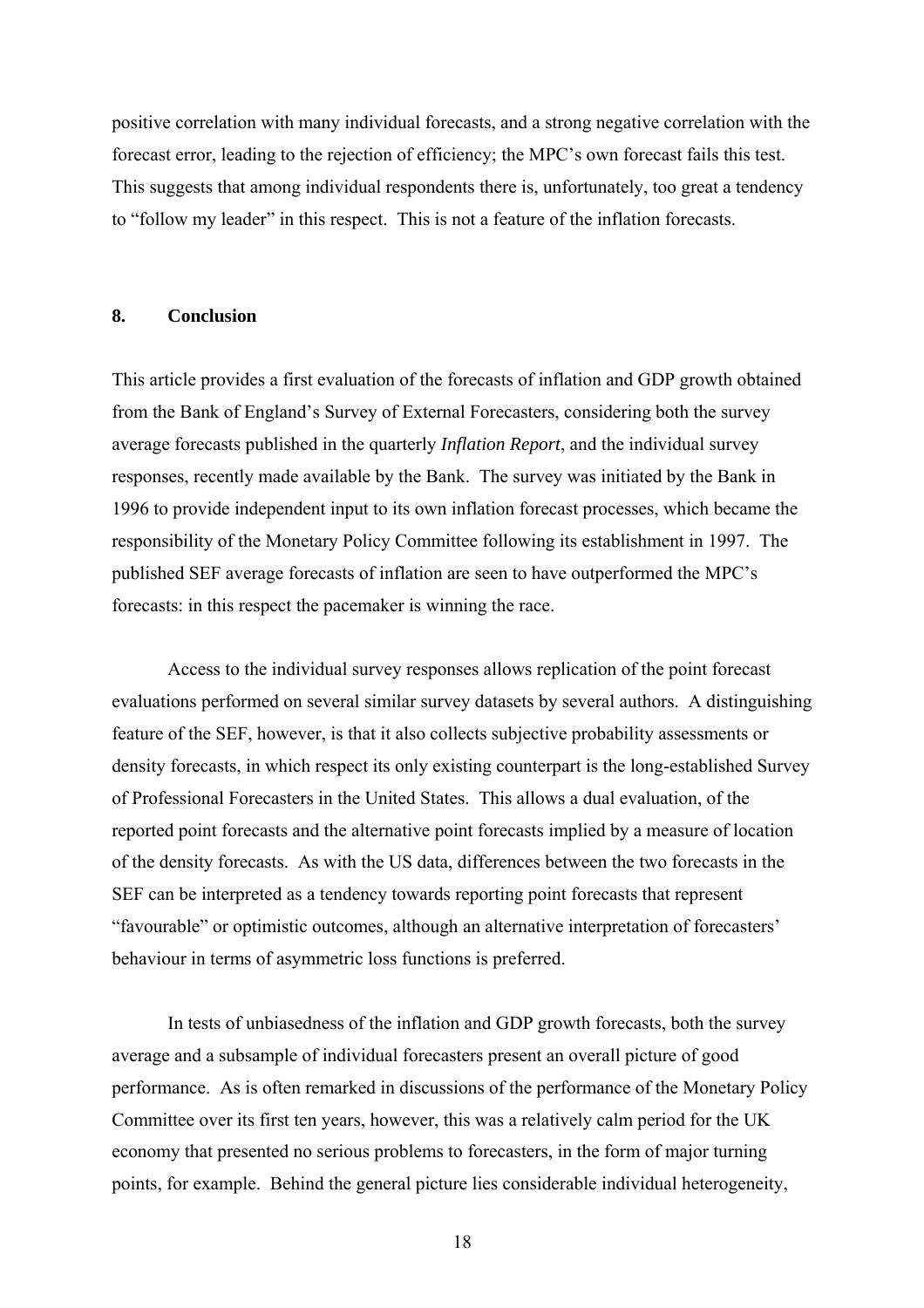positive correlation with many individual forecasts, and a strong negative correlation with the forecast error, leading to the rejection of efficiency; the MPC's own forecast fails this test. This suggests that among individual respondents there is, unfortunately, too great a tendency to "follow my leader" in this respect. This is not a feature of the inflation forecasts.

## 8. Conclusion

This article provides a first evaluation of the forecasts of inflation and GDP growth obtained from the Bank of England's Survey of External Forecasters, considering both the survey average forecasts published in the quarterly *Inflation Report*, and the individual survey responses, recently made available by the Bank. The survey was initiated by the Bank in 1996 to provide independent input to its own inflation forecast processes, which became the responsibility of the Monetary Policy Committee following its establishment in 1997. The published SEF average forecasts of inflation are seen to have outperformed the MPC's forecasts: in this respect the pacemaker is winning the race.

Access to the individual survey responses allows replication of the point forecast evaluations performed on several similar survey datasets by several authors. A distinguishing feature of the SEF, however, is that it also collects subjective probability assessments or density forecasts, in which respect its only existing counterpart is the long-established Survey of Professional Forecasters in the United States. This allows a dual evaluation, of the reported point forecasts and the alternative point forecasts implied by a measure of location of the density forecasts. As with the US data, differences between the two forecasts in the SEF can be interpreted as a tendency towards reporting point forecasts that represent "favourable" or optimistic outcomes, although an alternative interpretation of forecasters' behaviour in terms of asymmetric loss functions is preferred.

In tests of unbiasedness of the inflation and GDP growth forecasts, both the survey average and a subsample of individual forecasters present an overall picture of good performance. As is often remarked in discussions of the performance of the Monetary Policy Committee over its first ten years, however, this was a relatively calm period for the UK economy that presented no serious problems to forecasters, in the form of major turning points, for example. Behind the general picture lies considerable individual heterogeneity,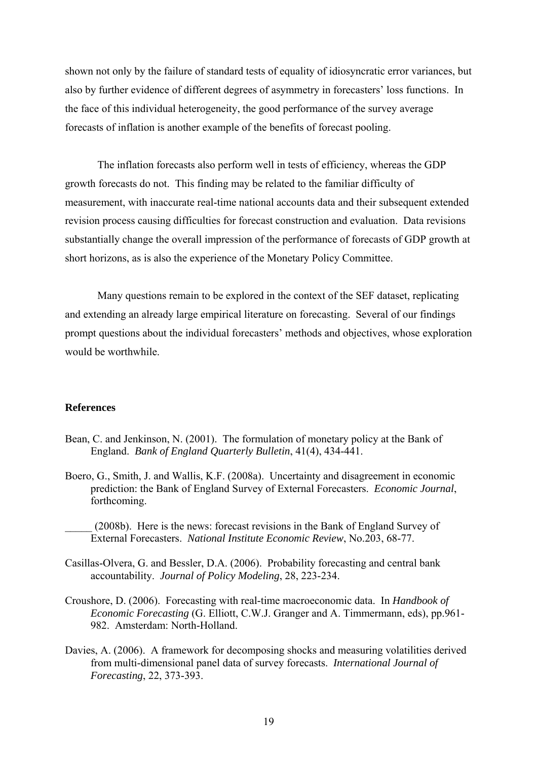shown not only by the failure of standard tests of equality of idiosyncratic error variances, but also by further evidence of different degrees of asymmetry in forecasters' loss functions. In the face of this individual heterogeneity, the good performance of the survey average forecasts of inflation is another example of the benefits of forecast pooling.

The inflation forecasts also perform well in tests of efficiency, whereas the GDP growth forecasts do not. This finding may be related to the familiar difficulty of measurement, with inaccurate real-time national accounts data and their subsequent extended revision process causing difficulties for forecast construction and evaluation. Data revisions substantially change the overall impression of the performance of forecasts of GDP growth at short horizons, as is also the experience of the Monetary Policy Committee.

Many questions remain to be explored in the context of the SEF dataset, replicating and extending an already large empirical literature on forecasting. Several of our findings prompt questions about the individual forecasters' methods and objectives, whose exploration would be worthwhile.

**References**

Bean, C. and Jenkinson, N. (2001). The formulation of monetary policy at the Bank of England. *Bank of England Quarterly Bulletin*, 41(4), 434-441.

Boero, G., Smith, J. and Wallis, K.F. (2008a). Uncertainty and disagreement in economic prediction: the Bank of England Survey of External Forecasters. *Economic Journal*, forthcoming.

_____ (2008b). Here is the news: forecast revisions in the Bank of England Survey of External Forecasters. *National Institute Economic Review*, No.203, 68-77.

Casillas-Olvera, G. and Bessler, D.A. (2006). Probability forecasting and central bank accountability. *Journal of Policy Modeling*, 28, 223-234.

Croushore, D. (2006). Forecasting with real-time macroeconomic data. In *Handbook of Economic Forecasting* (G. Elliott, C.W.J. Granger and A. Timmermann, eds), pp.961-982. Amsterdam: North-Holland.

Davies, A. (2006). A framework for decomposing shocks and measuring volatilities derived from multi-dimensional panel data of survey forecasts. *International Journal of Forecasting*, 22, 373-393.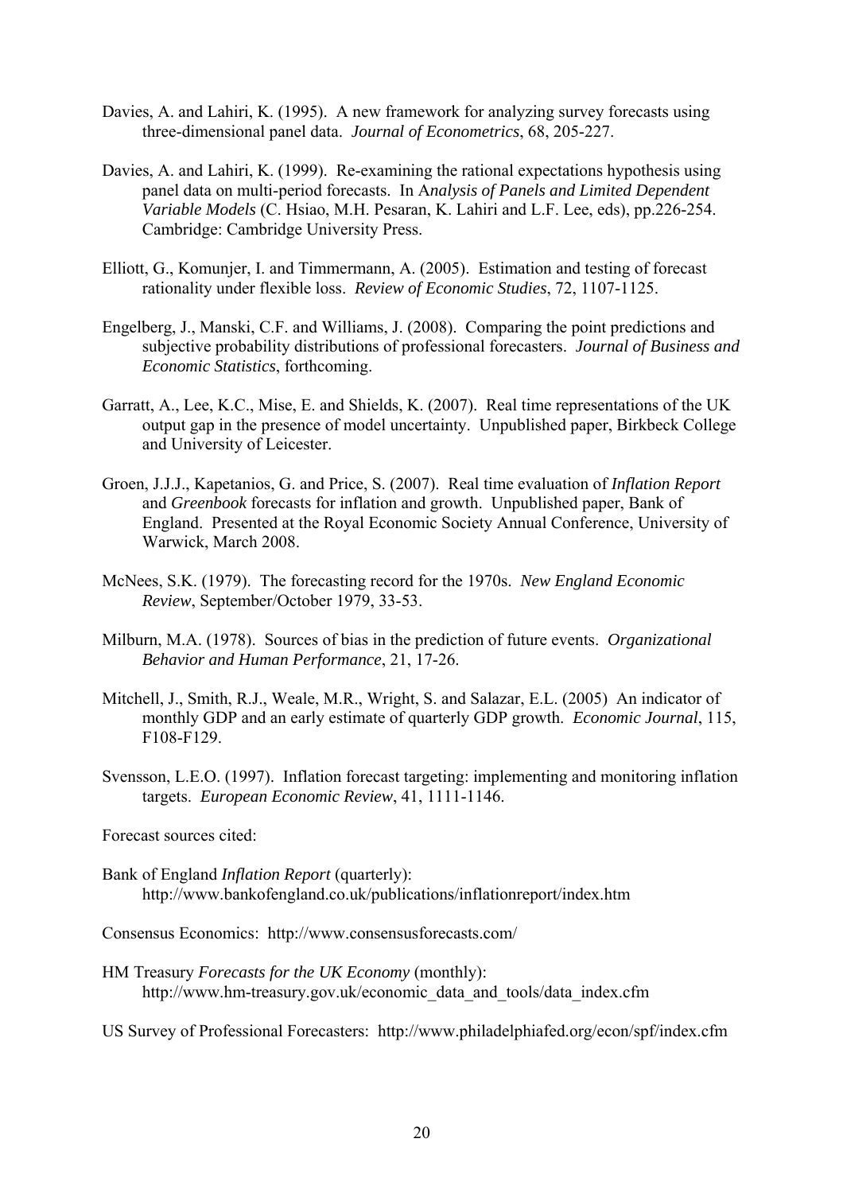Davies, A. and Lahiri, K. (1995). A new framework for analyzing survey forecasts using three-dimensional panel data. *Journal of Econometrics*, 68, 205-227.

Davies, A. and Lahiri, K. (1999). Re-examining the rational expectations hypothesis using panel data on multi-period forecasts. In A*nalysis of Panels and Limited Dependent Variable Models* (C. Hsiao, M.H. Pesaran, K. Lahiri and L.F. Lee, eds), pp.226-254. Cambridge: Cambridge University Press.

Elliott, G., Komunjer, I. and Timmermann, A. (2005). Estimation and testing of forecast rationality under flexible loss. *Review of Economic Studies*, 72, 1107-1125.

Engelberg, J., Manski, C.F. and Williams, J. (2008). Comparing the point predictions and subjective probability distributions of professional forecasters. *Journal of Business and Economic Statistics*, forthcoming.

Garratt, A., Lee, K.C., Mise, E. and Shields, K. (2007). Real time representations of the UK output gap in the presence of model uncertainty. Unpublished paper, Birkbeck College and University of Leicester.

Groen, J.J.J., Kapetanios, G. and Price, S. (2007). Real time evaluation of *Inflation Report* and *Greenbook* forecasts for inflation and growth. Unpublished paper, Bank of England. Presented at the Royal Economic Society Annual Conference, University of Warwick, March 2008.

McNees, S.K. (1979). The forecasting record for the 1970s. *New England Economic Review*, September/October 1979, 33-53.

Milburn, M.A. (1978). Sources of bias in the prediction of future events. *Organizational Behavior and Human Performance*, 21, 17-26.

Mitchell, J., Smith, R.J., Weale, M.R., Wright, S. and Salazar, E.L. (2005) An indicator of monthly GDP and an early estimate of quarterly GDP growth. *Economic Journal*, 115, F108-F129.

Svensson, L.E.O. (1997). Inflation forecast targeting: implementing and monitoring inflation targets. *European Economic Review*, 41, 1111-1146.

Forecast sources cited:

Bank of England *Inflation Report* (quarterly):
http://www.bankofengland.co.uk/publications/inflationreport/index.htm

Consensus Economics: http://www.consensusforecasts.com/

HM Treasury *Forecasts for the UK Economy* (monthly):
http://www.hm-treasury.gov.uk/economic_data_and_tools/data_index.cfm

US Survey of Professional Forecasters: http://www.philadelphiafed.org/econ/spf/index.cfm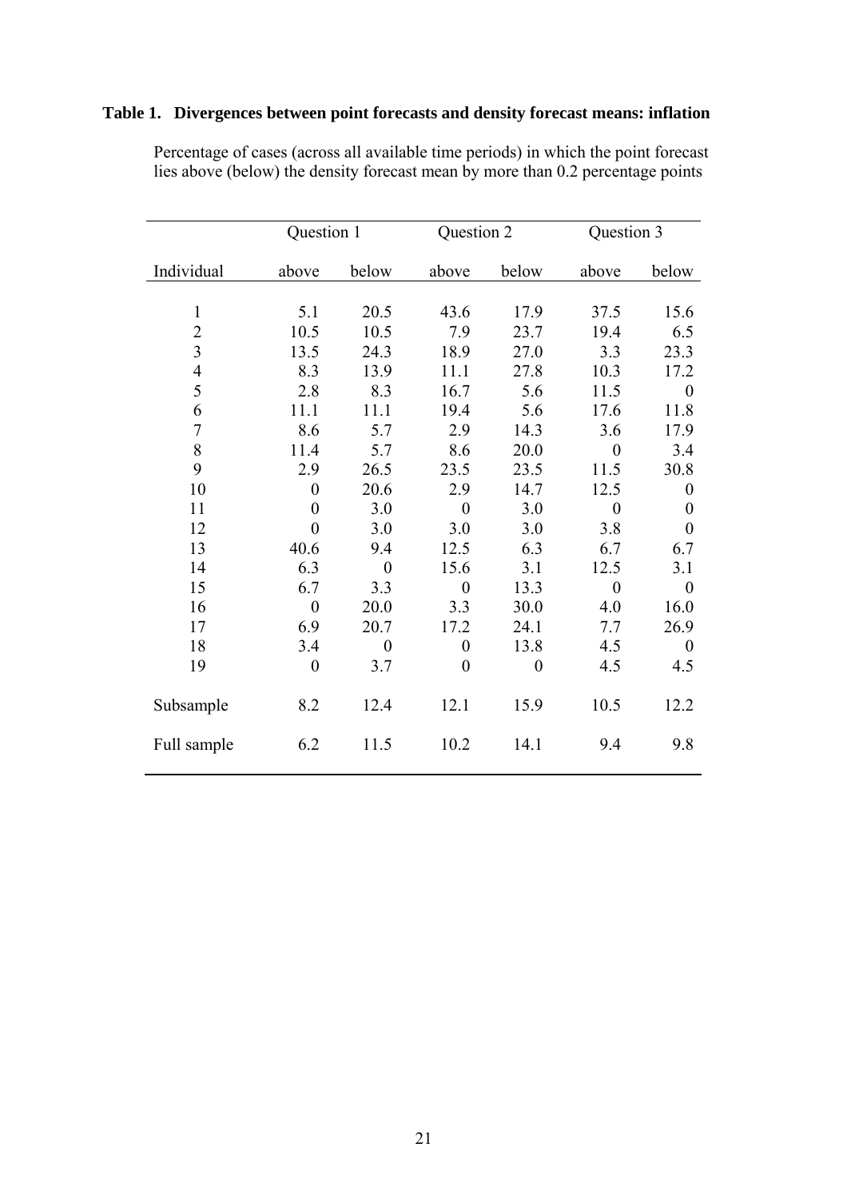**Table 1. Divergences between point forecasts and density forecast means: inflation**

Percentage of cases (across all available time periods) in which the point forecast lies above (below) the density forecast mean by more than 0.2 percentage points

| | Question 1 | | Question 2 | | Question 3 | |
|---|---|---|---|---|---|---|
| Individual | above | below | above | below | above | below |
| 1 | 5.1 | 20.5 | 43.6 | 17.9 | 37.5 | 15.6 |
| 2 | 10.5 | 10.5 | 7.9 | 23.7 | 19.4 | 6.5 |
| 3 | 13.5 | 24.3 | 18.9 | 27.0 | 3.3 | 23.3 |
| 4 | 8.3 | 13.9 | 11.1 | 27.8 | 10.3 | 17.2 |
| 5 | 2.8 | 8.3 | 16.7 | 5.6 | 11.5 | 0 |
| 6 | 11.1 | 11.1 | 19.4 | 5.6 | 17.6 | 11.8 |
| 7 | 8.6 | 5.7 | 2.9 | 14.3 | 3.6 | 17.9 |
| 8 | 11.4 | 5.7 | 8.6 | 20.0 | 0 | 3.4 |
| 9 | 2.9 | 26.5 | 23.5 | 23.5 | 11.5 | 30.8 |
| 10 | 0 | 20.6 | 2.9 | 14.7 | 12.5 | 0 |
| 11 | 0 | 3.0 | 0 | 3.0 | 0 | 0 |
| 12 | 0 | 3.0 | 3.0 | 3.0 | 3.8 | 0 |
| 13 | 40.6 | 9.4 | 12.5 | 6.3 | 6.7 | 6.7 |
| 14 | 6.3 | 0 | 15.6 | 3.1 | 12.5 | 3.1 |
| 15 | 6.7 | 3.3 | 0 | 13.3 | 0 | 0 |
| 16 | 0 | 20.0 | 3.3 | 30.0 | 4.0 | 16.0 |
| 17 | 6.9 | 20.7 | 17.2 | 24.1 | 7.7 | 26.9 |
| 18 | 3.4 | 0 | 0 | 13.8 | 4.5 | 0 |
| 19 | 0 | 3.7 | 0 | 0 | 4.5 | 4.5 |
| Subsample | 8.2 | 12.4 | 12.1 | 15.9 | 10.5 | 12.2 |
| Full sample | 6.2 | 11.5 | 10.2 | 14.1 | 9.4 | 9.8 |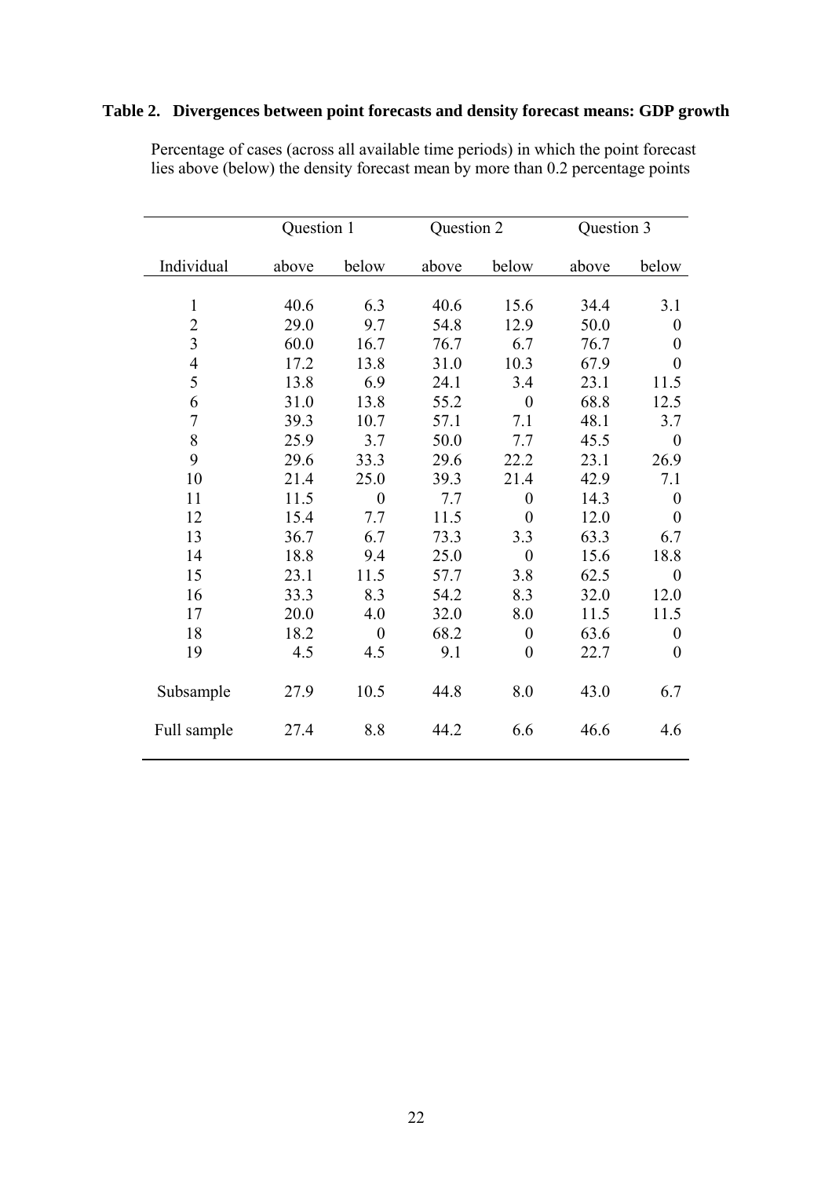**Table 2. Divergences between point forecasts and density forecast means: GDP growth**

Percentage of cases (across all available time periods) in which the point forecast lies above (below) the density forecast mean by more than 0.2 percentage points

| | Question 1 | | Question 2 | | Question 3 | |
|---|---|---|---|---|---|---|
| Individual | above | below | above | below | above | below |
| 1 | 40.6 | 6.3 | 40.6 | 15.6 | 34.4 | 3.1 |
| 2 | 29.0 | 9.7 | 54.8 | 12.9 | 50.0 | 0 |
| 3 | 60.0 | 16.7 | 76.7 | 6.7 | 76.7 | 0 |
| 4 | 17.2 | 13.8 | 31.0 | 10.3 | 67.9 | 0 |
| 5 | 13.8 | 6.9 | 24.1 | 3.4 | 23.1 | 11.5 |
| 6 | 31.0 | 13.8 | 55.2 | 0 | 68.8 | 12.5 |
| 7 | 39.3 | 10.7 | 57.1 | 7.1 | 48.1 | 3.7 |
| 8 | 25.9 | 3.7 | 50.0 | 7.7 | 45.5 | 0 |
| 9 | 29.6 | 33.3 | 29.6 | 22.2 | 23.1 | 26.9 |
| 10 | 21.4 | 25.0 | 39.3 | 21.4 | 42.9 | 7.1 |
| 11 | 11.5 | 0 | 7.7 | 0 | 14.3 | 0 |
| 12 | 15.4 | 7.7 | 11.5 | 0 | 12.0 | 0 |
| 13 | 36.7 | 6.7 | 73.3 | 3.3 | 63.3 | 6.7 |
| 14 | 18.8 | 9.4 | 25.0 | 0 | 15.6 | 18.8 |
| 15 | 23.1 | 11.5 | 57.7 | 3.8 | 62.5 | 0 |
| 16 | 33.3 | 8.3 | 54.2 | 8.3 | 32.0 | 12.0 |
| 17 | 20.0 | 4.0 | 32.0 | 8.0 | 11.5 | 11.5 |
| 18 | 18.2 | 0 | 68.2 | 0 | 63.6 | 0 |
| 19 | 4.5 | 4.5 | 9.1 | 0 | 22.7 | 0 |
| Subsample | 27.9 | 10.5 | 44.8 | 8.0 | 43.0 | 6.7 |
| Full sample | 27.4 | 8.8 | 44.2 | 6.6 | 46.6 | 4.6 |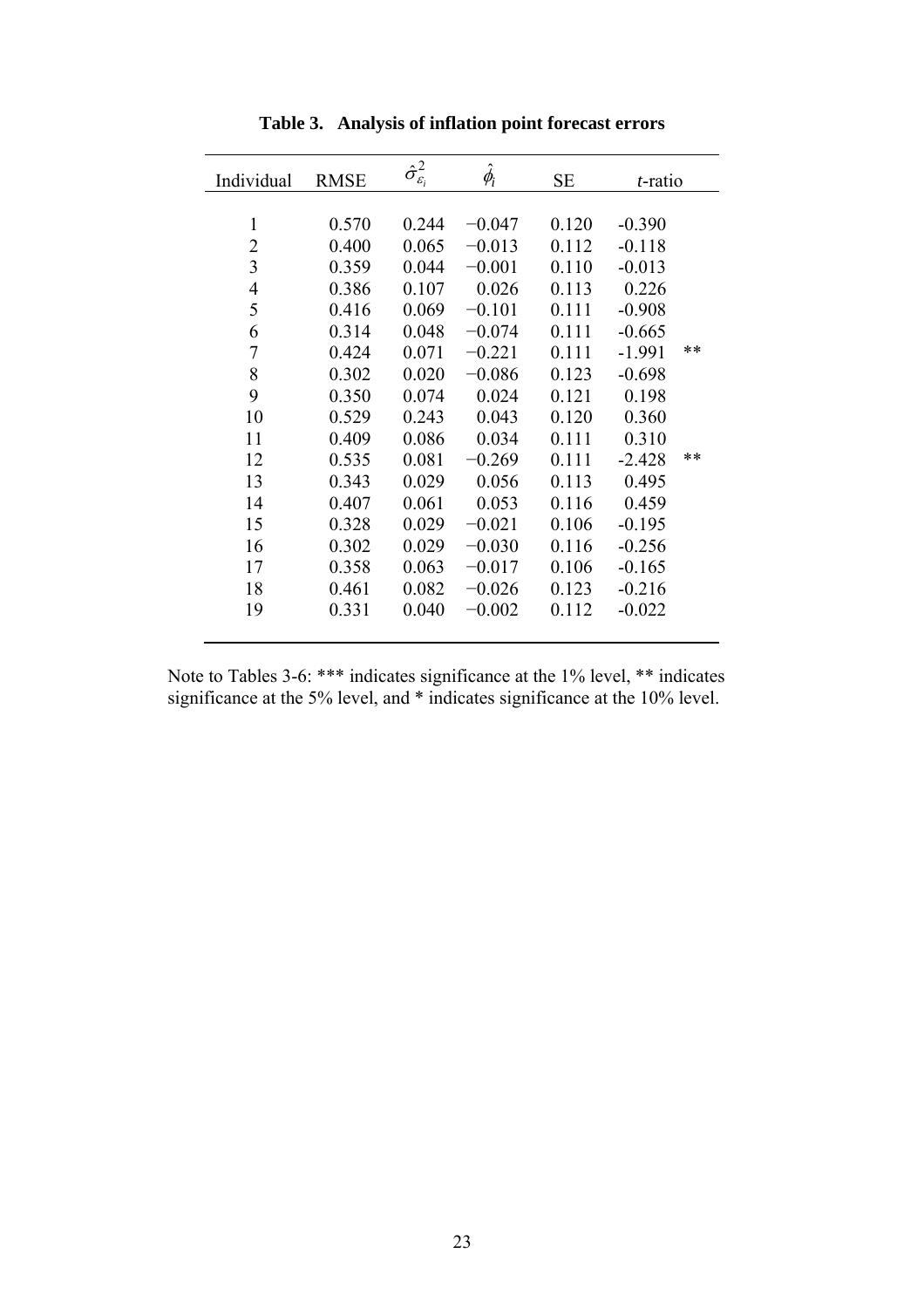**Table 3. Analysis of inflation point forecast errors**

| Individual | RMSE | $\hat{\sigma}^2_{\varepsilon_i}$ | $\hat{\phi}_i$ | SE | *t*-ratio | |
|---|---|---|---|---|---|---|
| 1 | 0.570 | 0.244 | −0.047 | 0.120 | -0.390 | |
| 2 | 0.400 | 0.065 | −0.013 | 0.112 | -0.118 | |
| 3 | 0.359 | 0.044 | −0.001 | 0.110 | -0.013 | |
| 4 | 0.386 | 0.107 | 0.026 | 0.113 | 0.226 | |
| 5 | 0.416 | 0.069 | −0.101 | 0.111 | -0.908 | |
| 6 | 0.314 | 0.048 | −0.074 | 0.111 | -0.665 | |
| 7 | 0.424 | 0.071 | −0.221 | 0.111 | -1.991 | ** |
| 8 | 0.302 | 0.020 | −0.086 | 0.123 | -0.698 | |
| 9 | 0.350 | 0.074 | 0.024 | 0.121 | 0.198 | |
| 10 | 0.529 | 0.243 | 0.043 | 0.120 | 0.360 | |
| 11 | 0.409 | 0.086 | 0.034 | 0.111 | 0.310 | |
| 12 | 0.535 | 0.081 | −0.269 | 0.111 | -2.428 | ** |
| 13 | 0.343 | 0.029 | 0.056 | 0.113 | 0.495 | |
| 14 | 0.407 | 0.061 | 0.053 | 0.116 | 0.459 | |
| 15 | 0.328 | 0.029 | −0.021 | 0.106 | -0.195 | |
| 16 | 0.302 | 0.029 | −0.030 | 0.116 | -0.256 | |
| 17 | 0.358 | 0.063 | −0.017 | 0.106 | -0.165 | |
| 18 | 0.461 | 0.082 | −0.026 | 0.123 | -0.216 | |
| 19 | 0.331 | 0.040 | −0.002 | 0.112 | -0.022 | |

Note to Tables 3-6: *** indicates significance at the 1% level, ** indicates significance at the 5% level, and * indicates significance at the 10% level.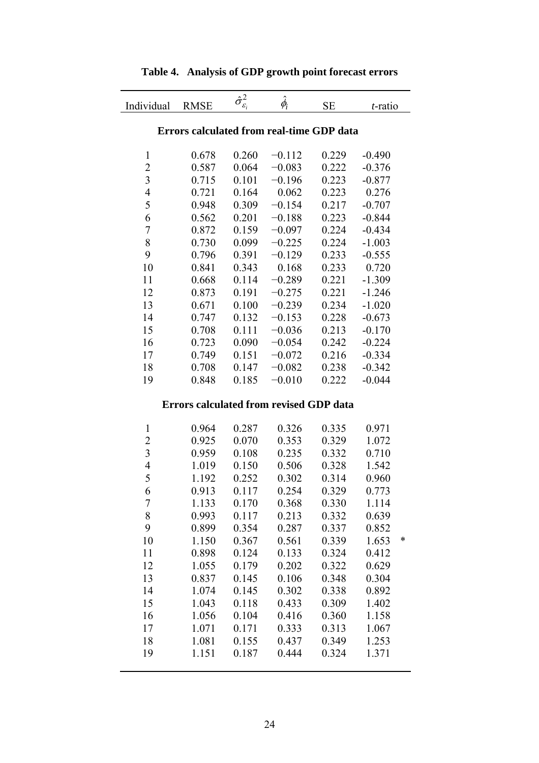**Table 4. Analysis of GDP growth point forecast errors**

| Individual | RMSE | $\hat{\sigma}_{\varepsilon_i}^2$ | $\hat{\phi}_i$ | SE | *t*-ratio | |
|---|---|---|---|---|---|---|
| **Errors calculated from real-time GDP data** | | | | | | |
| 1 | 0.678 | 0.260 | −0.112 | 0.229 | -0.490 | |
| 2 | 0.587 | 0.064 | −0.083 | 0.222 | -0.376 | |
| 3 | 0.715 | 0.101 | −0.196 | 0.223 | -0.877 | |
| 4 | 0.721 | 0.164 | 0.062 | 0.223 | 0.276 | |
| 5 | 0.948 | 0.309 | −0.154 | 0.217 | -0.707 | |
| 6 | 0.562 | 0.201 | −0.188 | 0.223 | -0.844 | |
| 7 | 0.872 | 0.159 | −0.097 | 0.224 | -0.434 | |
| 8 | 0.730 | 0.099 | −0.225 | 0.224 | -1.003 | |
| 9 | 0.796 | 0.391 | −0.129 | 0.233 | -0.555 | |
| 10 | 0.841 | 0.343 | 0.168 | 0.233 | 0.720 | |
| 11 | 0.668 | 0.114 | −0.289 | 0.221 | -1.309 | |
| 12 | 0.873 | 0.191 | −0.275 | 0.221 | -1.246 | |
| 13 | 0.671 | 0.100 | −0.239 | 0.234 | -1.020 | |
| 14 | 0.747 | 0.132 | −0.153 | 0.228 | -0.673 | |
| 15 | 0.708 | 0.111 | −0.036 | 0.213 | -0.170 | |
| 16 | 0.723 | 0.090 | −0.054 | 0.242 | -0.224 | |
| 17 | 0.749 | 0.151 | −0.072 | 0.216 | -0.334 | |
| 18 | 0.708 | 0.147 | −0.082 | 0.238 | -0.342 | |
| 19 | 0.848 | 0.185 | −0.010 | 0.222 | -0.044 | |
| **Errors calculated from revised GDP data** | | | | | | |
| 1 | 0.964 | 0.287 | 0.326 | 0.335 | 0.971 | |
| 2 | 0.925 | 0.070 | 0.353 | 0.329 | 1.072 | |
| 3 | 0.959 | 0.108 | 0.235 | 0.332 | 0.710 | |
| 4 | 1.019 | 0.150 | 0.506 | 0.328 | 1.542 | |
| 5 | 1.192 | 0.252 | 0.302 | 0.314 | 0.960 | |
| 6 | 0.913 | 0.117 | 0.254 | 0.329 | 0.773 | |
| 7 | 1.133 | 0.170 | 0.368 | 0.330 | 1.114 | |
| 8 | 0.993 | 0.117 | 0.213 | 0.332 | 0.639 | |
| 9 | 0.899 | 0.354 | 0.287 | 0.337 | 0.852 | |
| 10 | 1.150 | 0.367 | 0.561 | 0.339 | 1.653 | * |
| 11 | 0.898 | 0.124 | 0.133 | 0.324 | 0.412 | |
| 12 | 1.055 | 0.179 | 0.202 | 0.322 | 0.629 | |
| 13 | 0.837 | 0.145 | 0.106 | 0.348 | 0.304 | |
| 14 | 1.074 | 0.145 | 0.302 | 0.338 | 0.892 | |
| 15 | 1.043 | 0.118 | 0.433 | 0.309 | 1.402 | |
| 16 | 1.056 | 0.104 | 0.416 | 0.360 | 1.158 | |
| 17 | 1.071 | 0.171 | 0.333 | 0.313 | 1.067 | |
| 18 | 1.081 | 0.155 | 0.437 | 0.349 | 1.253 | |
| 19 | 1.151 | 0.187 | 0.444 | 0.324 | 1.371 | |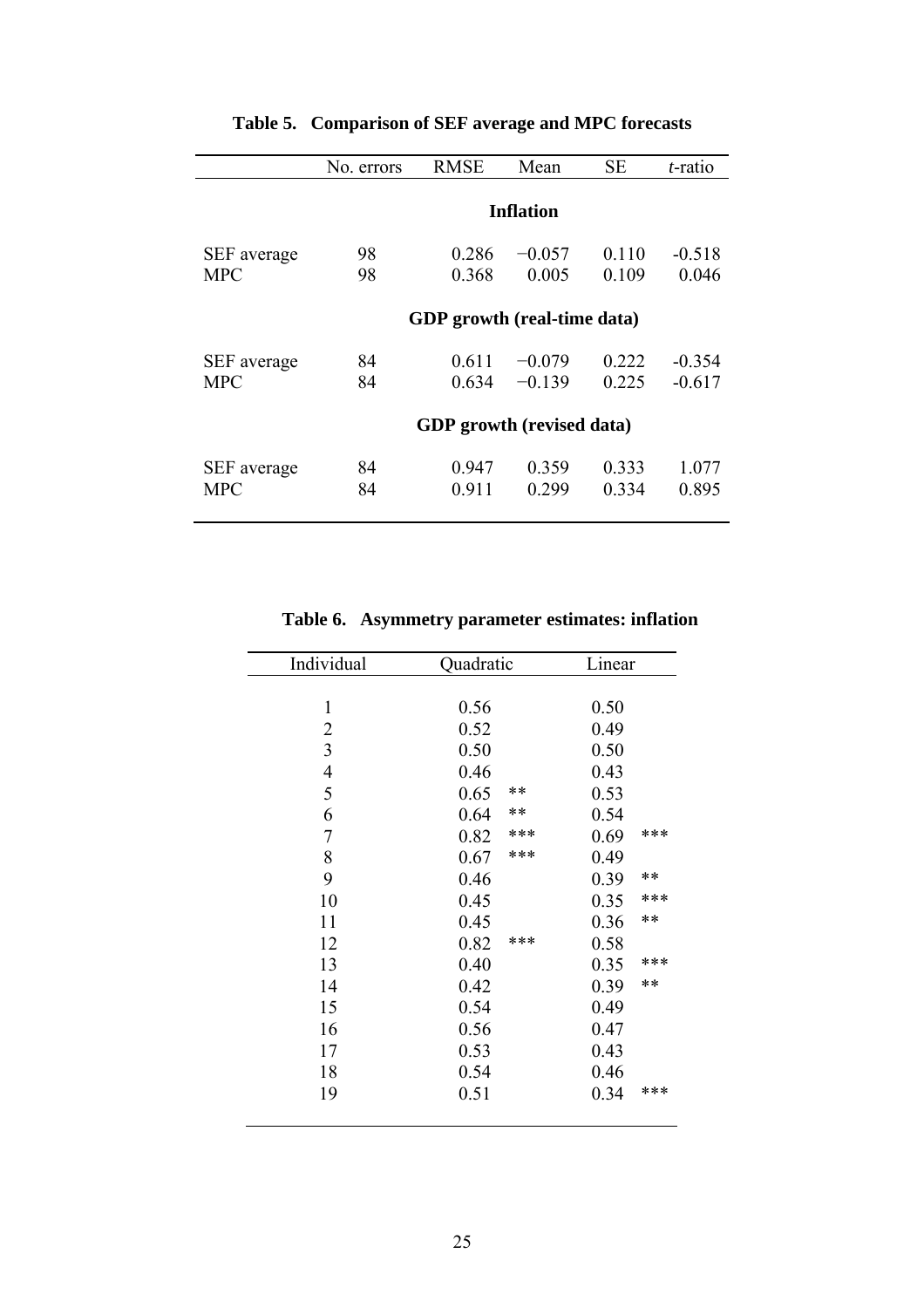**Table 5. Comparison of SEF average and MPC forecasts**

| | No. errors | RMSE | Mean | SE | *t*-ratio |
|---|---|---|---|---|---|
| | | | **Inflation** | | |
| SEF average | 98 | 0.286 | −0.057 | 0.110 | -0.518 |
| MPC | 98 | 0.368 | 0.005 | 0.109 | 0.046 |
| | | | **GDP growth (real-time data)** | | |
| SEF average | 84 | 0.611 | −0.079 | 0.222 | -0.354 |
| MPC | 84 | 0.634 | −0.139 | 0.225 | -0.617 |
| | | | **GDP growth (revised data)** | | |
| SEF average | 84 | 0.947 | 0.359 | 0.333 | 1.077 |
| MPC | 84 | 0.911 | 0.299 | 0.334 | 0.895 |

**Table 6. Asymmetry parameter estimates: inflation**

| Individual | Quadratic | Linear |
|---|---|---|
| 1 | 0.56 | 0.50 |
| 2 | 0.52 | 0.49 |
| 3 | 0.50 | 0.50 |
| 4 | 0.46 | 0.43 |
| 5 | 0.65 ** | 0.53 |
| 6 | 0.64 ** | 0.54 |
| 7 | 0.82 *** | 0.69 *** |
| 8 | 0.67 *** | 0.49 |
| 9 | 0.46 | 0.39 ** |
| 10 | 0.45 | 0.35 *** |
| 11 | 0.45 | 0.36 ** |
| 12 | 0.82 *** | 0.58 |
| 13 | 0.40 | 0.35 *** |
| 14 | 0.42 | 0.39 ** |
| 15 | 0.54 | 0.49 |
| 16 | 0.56 | 0.47 |
| 17 | 0.53 | 0.43 |
| 18 | 0.54 | 0.46 |
| 19 | 0.51 | 0.34 *** |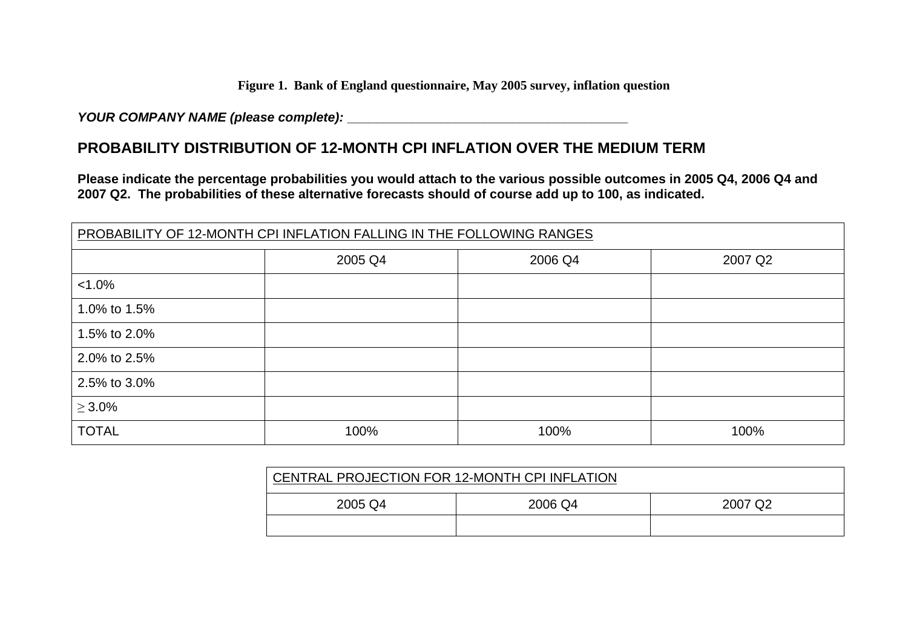**Figure 1. Bank of England questionnaire, May 2005 survey, inflation question**

***YOUR COMPANY NAME (please complete):*** _______________________________________

## PROBABILITY DISTRIBUTION OF 12-MONTH CPI INFLATION OVER THE MEDIUM TERM

**Please indicate the percentage probabilities you would attach to the various possible outcomes in 2005 Q4, 2006 Q4 and 2007 Q2. The probabilities of these alternative forecasts should of course add up to 100, as indicated.**

| PROBABILITY OF 12-MONTH CPI INFLATION FALLING IN THE FOLLOWING RANGES | | | |
|---|---|---|---|
| | 2005 Q4 | 2006 Q4 | 2007 Q2 |
| <1.0% | | | |
| 1.0% to 1.5% | | | |
| 1.5% to 2.0% | | | |
| 2.0% to 2.5% | | | |
| 2.5% to 3.0% | | | |
| $\geq$ 3.0% | | | |
| TOTAL | 100% | 100% | 100% |

| CENTRAL PROJECTION FOR 12-MONTH CPI INFLATION | | |
|---|---|---|
| 2005 Q4 | 2006 Q4 | 2007 Q2 |
| | | |